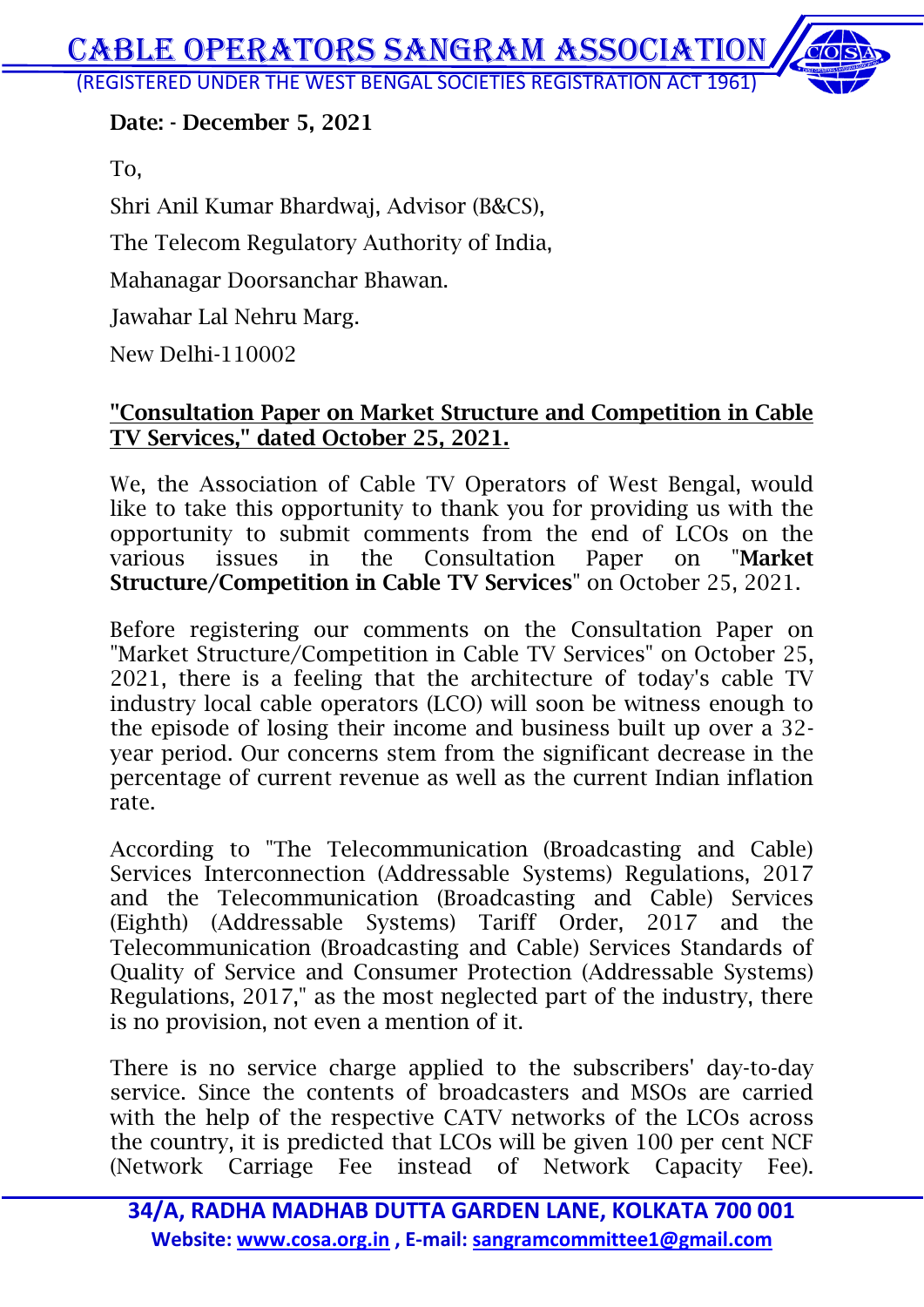# CABLE OPERATORS SANGRAM ASSOCIATION

(REGISTERED UNDER THE WEST BENGAL SOCIETIES REGISTRATION ACT 1961)

**Date: - December 5, 2021**

To,

Shri Anil Kumar Bhardwaj, Advisor (B&CS),

The Telecom Regulatory Authority of India,

Mahanagar Doorsanchar Bhawan.

Jawahar Lal Nehru Marg.

New Delhi-110002

**"Consultation Paper on Market Structure and Competition in Cable TV Services," dated October 25, 2021.**

We, the Association of Cable TV Operators of West Bengal, would like to take this opportunity to thank you for providing us with the opportunity to submit comments from the end of LCOs on the various issues in the Consultation Paper on "**Market Structure/Competition in Cable TV Services**" on October 25, 2021.

Before registering our comments on the Consultation Paper on "Market Structure/Competition in Cable TV Services" on October 25, 2021, there is a feeling that the architecture of today's cable TV industry local cable operators (LCO) will soon be witness enough to the episode of losing their income and business built up over a 32-year period. Our concerns stem from the significant decrease in the percentage of current revenue as well as the current Indian inflation rate.

According to "The Telecommunication (Broadcasting and Cable) Services Interconnection (Addressable Systems) Regulations, 2017 and the Telecommunication (Broadcasting and Cable) Services (Eighth) (Addressable Systems) Tariff Order, 2017 and the Telecommunication (Broadcasting and Cable) Services Standards of Quality of Service and Consumer Protection (Addressable Systems) Regulations, 2017," as the most neglected part of the industry, there is no provision, not even a mention of it.

There is no service charge applied to the subscribers' day-to-day service. Since the contents of broadcasters and MSOs are carried with the help of the respective CATV networks of the LCOs across the country, it is predicted that LCOs will be given 100 per cent NCF (Network Carriage Fee instead of Network Capacity Fee).

**34/A, RADHA MADHAB DUTTA GARDEN LANE, KOLKATA 700 001**
**Website: www.cosa.org.in , E-mail: sangramcommittee1@gmail.com**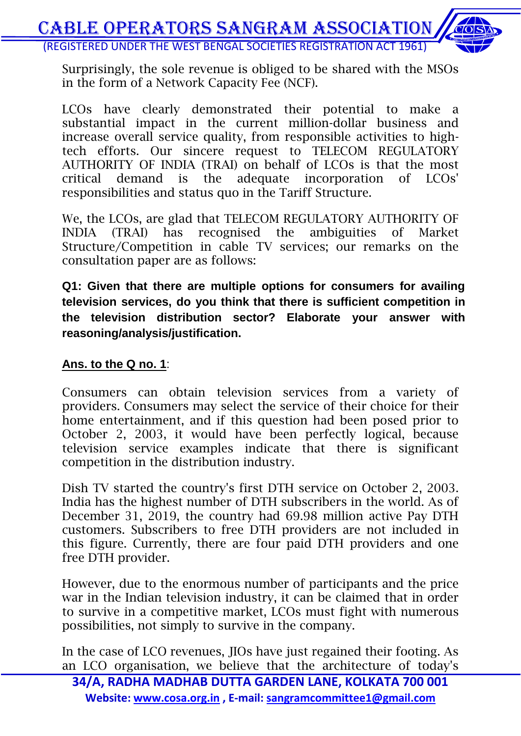Surprisingly, the sole revenue is obliged to be shared with the MSOs in the form of a Network Capacity Fee (NCF).

LCOs have clearly demonstrated their potential to make a substantial impact in the current million-dollar business and increase overall service quality, from responsible activities to high-tech efforts. Our sincere request to TELECOM REGULATORY AUTHORITY OF INDIA (TRAI) on behalf of LCOs is that the most critical demand is the adequate incorporation of LCOs' responsibilities and status quo in the Tariff Structure.

We, the LCOs, are glad that TELECOM REGULATORY AUTHORITY OF INDIA (TRAI) has recognised the ambiguities of Market Structure/Competition in cable TV services; our remarks on the consultation paper are as follows:

**Q1: Given that there are multiple options for consumers for availing television services, do you think that there is sufficient competition in the television distribution sector? Elaborate your answer with reasoning/analysis/justification.**

**<u>Ans. to the Q no. 1</u>**:

Consumers can obtain television services from a variety of providers. Consumers may select the service of their choice for their home entertainment, and if this question had been posed prior to October 2, 2003, it would have been perfectly logical, because television service examples indicate that there is significant competition in the distribution industry.

Dish TV started the country's first DTH service on October 2, 2003. India has the highest number of DTH subscribers in the world. As of December 31, 2019, the country had 69.98 million active Pay DTH customers. Subscribers to free DTH providers are not included in this figure. Currently, there are four paid DTH providers and one free DTH provider.

However, due to the enormous number of participants and the price war in the Indian television industry, it can be claimed that in order to survive in a competitive market, LCOs must fight with numerous possibilities, not simply to survive in the company.

In the case of LCO revenues, JIOs have just regained their footing. As an LCO organisation, we believe that the architecture of today's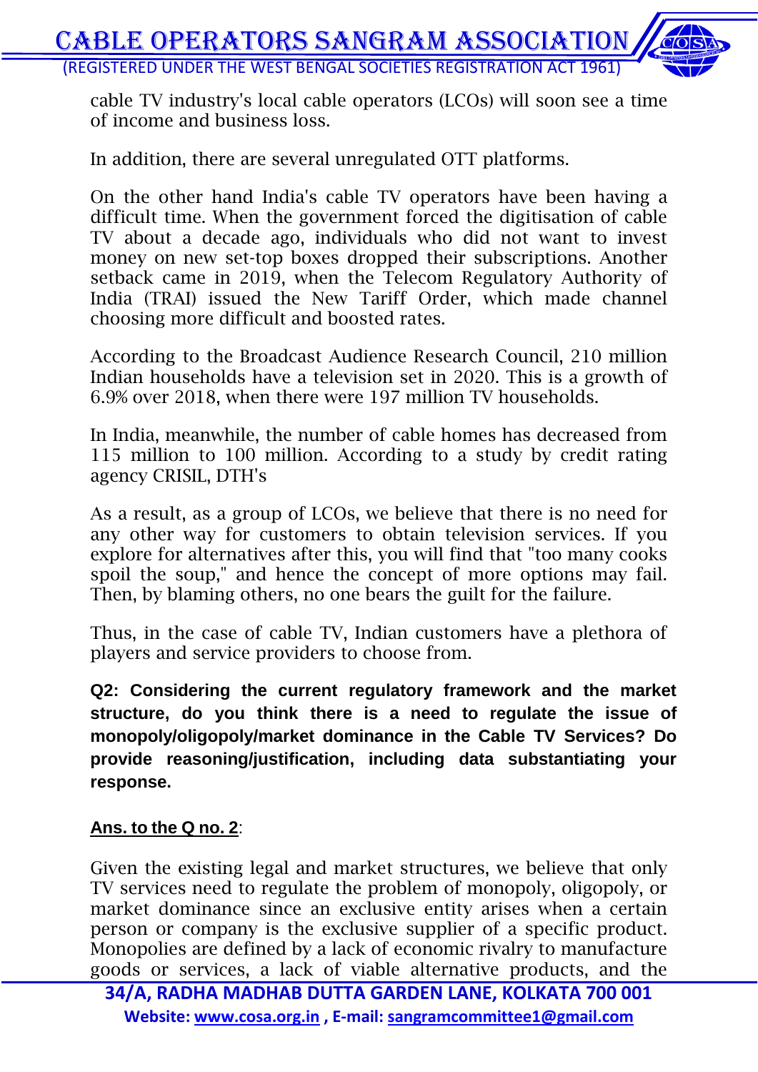cable TV industry's local cable operators (LCOs) will soon see a time of income and business loss.

In addition, there are several unregulated OTT platforms.

On the other hand India's cable TV operators have been having a difficult time. When the government forced the digitisation of cable TV about a decade ago, individuals who did not want to invest money on new set-top boxes dropped their subscriptions. Another setback came in 2019, when the Telecom Regulatory Authority of India (TRAI) issued the New Tariff Order, which made channel choosing more difficult and boosted rates.

According to the Broadcast Audience Research Council, 210 million Indian households have a television set in 2020. This is a growth of 6.9% over 2018, when there were 197 million TV households.

In India, meanwhile, the number of cable homes has decreased from 115 million to 100 million. According to a study by credit rating agency CRISIL, DTH's

As a result, as a group of LCOs, we believe that there is no need for any other way for customers to obtain television services. If you explore for alternatives after this, you will find that "too many cooks spoil the soup," and hence the concept of more options may fail. Then, by blaming others, no one bears the guilt for the failure.

Thus, in the case of cable TV, Indian customers have a plethora of players and service providers to choose from.

**Q2: Considering the current regulatory framework and the market structure, do you think there is a need to regulate the issue of monopoly/oligopoly/market dominance in the Cable TV Services? Do provide reasoning/justification, including data substantiating your response.**

**<u>Ans. to the Q no. 2</u>**:

Given the existing legal and market structures, we believe that only TV services need to regulate the problem of monopoly, oligopoly, or market dominance since an exclusive entity arises when a certain person or company is the exclusive supplier of a specific product. Monopolies are defined by a lack of economic rivalry to manufacture goods or services, a lack of viable alternative products, and the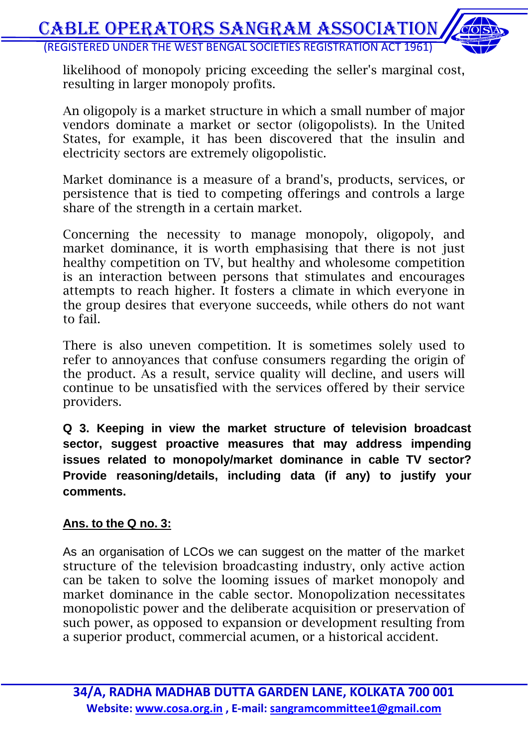likelihood of monopoly pricing exceeding the seller's marginal cost, resulting in larger monopoly profits.

An oligopoly is a market structure in which a small number of major vendors dominate a market or sector (oligopolists). In the United States, for example, it has been discovered that the insulin and electricity sectors are extremely oligopolistic.

Market dominance is a measure of a brand's, products, services, or persistence that is tied to competing offerings and controls a large share of the strength in a certain market.

Concerning the necessity to manage monopoly, oligopoly, and market dominance, it is worth emphasising that there is not just healthy competition on TV, but healthy and wholesome competition is an interaction between persons that stimulates and encourages attempts to reach higher. It fosters a climate in which everyone in the group desires that everyone succeeds, while others do not want to fail.

There is also uneven competition. It is sometimes solely used to refer to annoyances that confuse consumers regarding the origin of the product. As a result, service quality will decline, and users will continue to be unsatisfied with the services offered by their service providers.

**Q 3. Keeping in view the market structure of television broadcast sector, suggest proactive measures that may address impending issues related to monopoly/market dominance in cable TV sector? Provide reasoning/details, including data (if any) to justify your comments.**

**Ans. to the Q no. 3:**

As an organisation of LCOs we can suggest on the matter of the market structure of the television broadcasting industry, only active action can be taken to solve the looming issues of market monopoly and market dominance in the cable sector. Monopolization necessitates monopolistic power and the deliberate acquisition or preservation of such power, as opposed to expansion or development resulting from a superior product, commercial acumen, or a historical accident.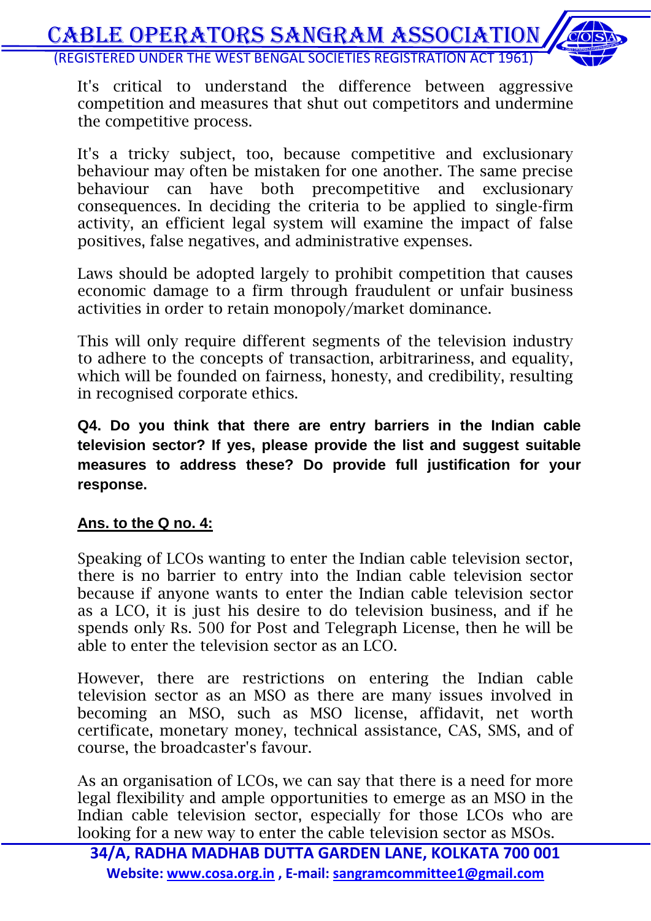It's critical to understand the difference between aggressive competition and measures that shut out competitors and undermine the competitive process.

It's a tricky subject, too, because competitive and exclusionary behaviour may often be mistaken for one another. The same precise behaviour can have both precompetitive and exclusionary consequences. In deciding the criteria to be applied to single-firm activity, an efficient legal system will examine the impact of false positives, false negatives, and administrative expenses.

Laws should be adopted largely to prohibit competition that causes economic damage to a firm through fraudulent or unfair business activities in order to retain monopoly/market dominance.

This will only require different segments of the television industry to adhere to the concepts of transaction, arbitrariness, and equality, which will be founded on fairness, honesty, and credibility, resulting in recognised corporate ethics.

**Q4. Do you think that there are entry barriers in the Indian cable television sector? If yes, please provide the list and suggest suitable measures to address these? Do provide full justification for your response.**

**Ans. to the Q no. 4:**

Speaking of LCOs wanting to enter the Indian cable television sector, there is no barrier to entry into the Indian cable television sector because if anyone wants to enter the Indian cable television sector as a LCO, it is just his desire to do television business, and if he spends only Rs. 500 for Post and Telegraph License, then he will be able to enter the television sector as an LCO.

However, there are restrictions on entering the Indian cable television sector as an MSO as there are many issues involved in becoming an MSO, such as MSO license, affidavit, net worth certificate, monetary money, technical assistance, CAS, SMS, and of course, the broadcaster's favour.

As an organisation of LCOs, we can say that there is a need for more legal flexibility and ample opportunities to emerge as an MSO in the Indian cable television sector, especially for those LCOs who are looking for a new way to enter the cable television sector as MSOs.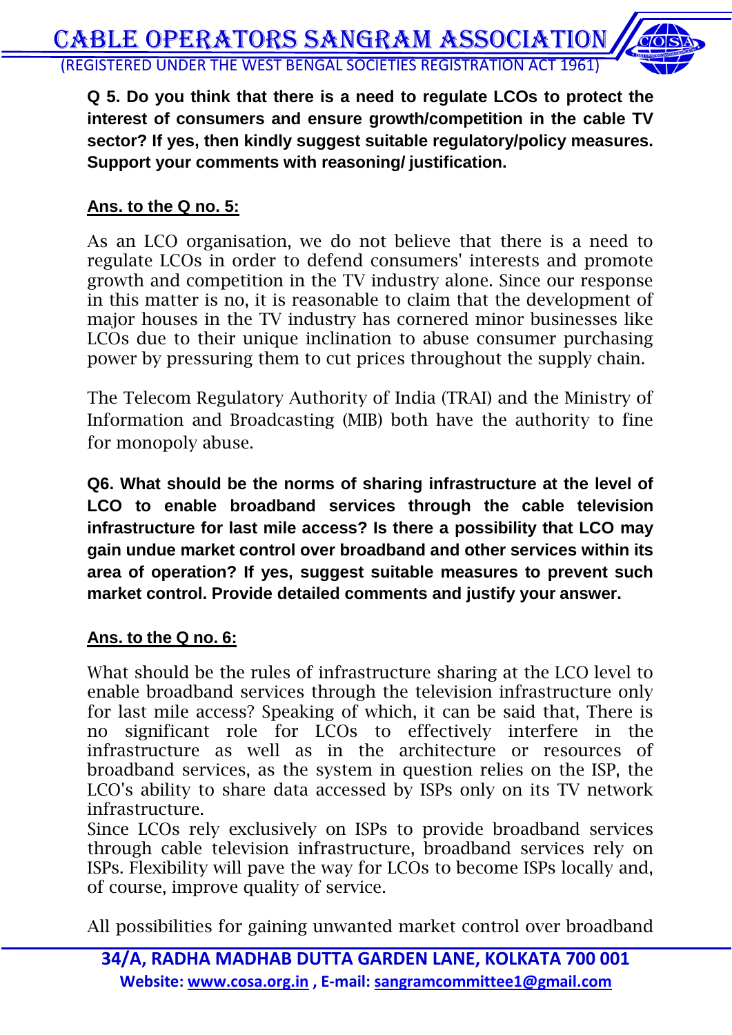**Q 5. Do you think that there is a need to regulate LCOs to protect the interest of consumers and ensure growth/competition in the cable TV sector? If yes, then kindly suggest suitable regulatory/policy measures. Support your comments with reasoning/ justification.**

**Ans. to the Q no. 5:**

As an LCO organisation, we do not believe that there is a need to regulate LCOs in order to defend consumers' interests and promote growth and competition in the TV industry alone. Since our response in this matter is no, it is reasonable to claim that the development of major houses in the TV industry has cornered minor businesses like LCOs due to their unique inclination to abuse consumer purchasing power by pressuring them to cut prices throughout the supply chain.

The Telecom Regulatory Authority of India (TRAI) and the Ministry of Information and Broadcasting (MIB) both have the authority to fine for monopoly abuse.

**Q6. What should be the norms of sharing infrastructure at the level of LCO to enable broadband services through the cable television infrastructure for last mile access? Is there a possibility that LCO may gain undue market control over broadband and other services within its area of operation? If yes, suggest suitable measures to prevent such market control. Provide detailed comments and justify your answer.**

**Ans. to the Q no. 6:**

What should be the rules of infrastructure sharing at the LCO level to enable broadband services through the television infrastructure only for last mile access? Speaking of which, it can be said that, There is no significant role for LCOs to effectively interfere in the infrastructure as well as in the architecture or resources of broadband services, as the system in question relies on the ISP, the LCO's ability to share data accessed by ISPs only on its TV network infrastructure.

Since LCOs rely exclusively on ISPs to provide broadband services through cable television infrastructure, broadband services rely on ISPs. Flexibility will pave the way for LCOs to become ISPs locally and, of course, improve quality of service.

All possibilities for gaining unwanted market control over broadband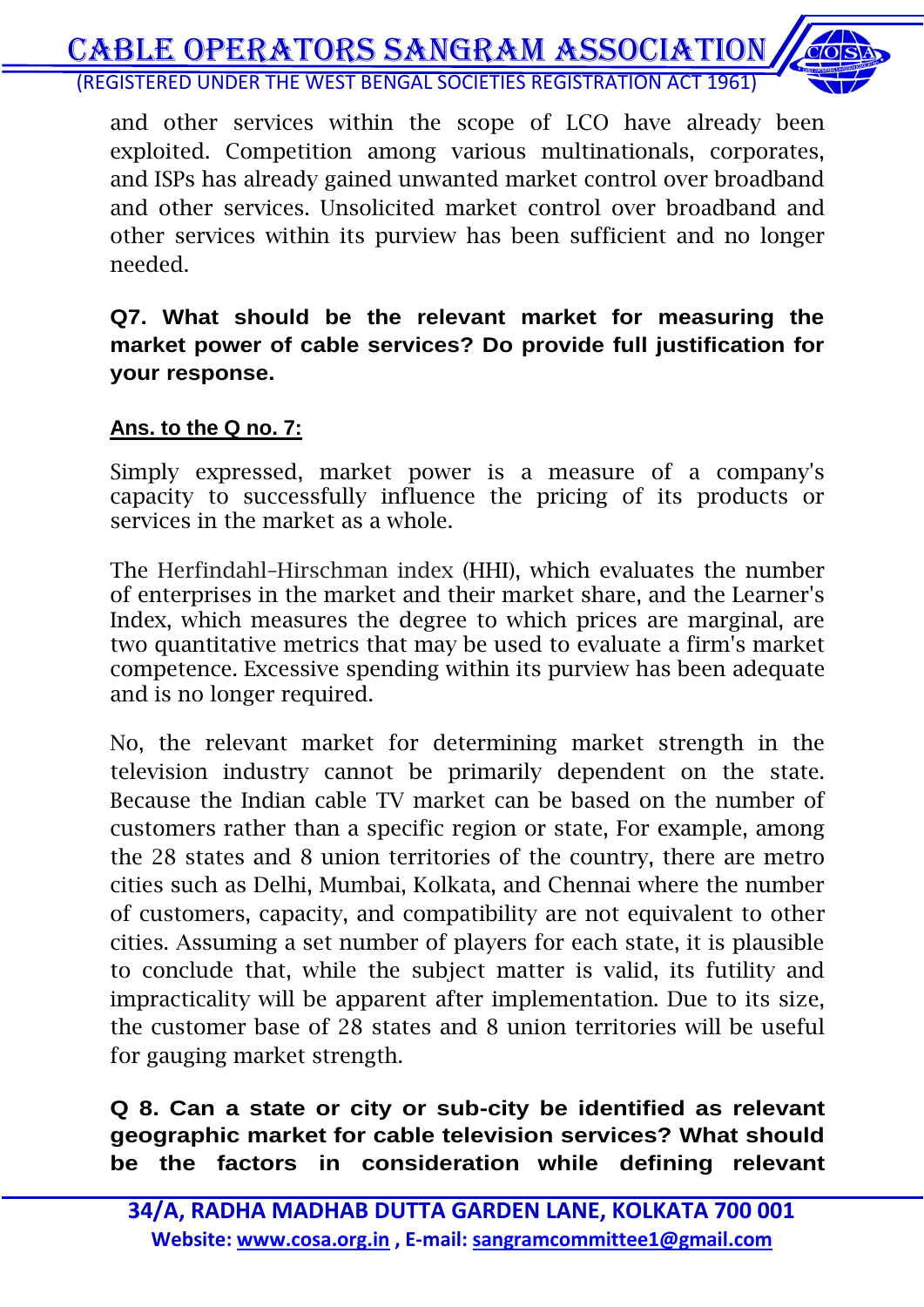and other services within the scope of LCO have already been exploited. Competition among various multinationals, corporates, and ISPs has already gained unwanted market control over broadband and other services. Unsolicited market control over broadband and other services within its purview has been sufficient and no longer needed.

**Q7. What should be the relevant market for measuring the market power of cable services? Do provide full justification for your response.**

**Ans. to the Q no. 7:**

Simply expressed, market power is a measure of a company's capacity to successfully influence the pricing of its products or services in the market as a whole.

The Herfindahl-Hirschman index (HHI), which evaluates the number of enterprises in the market and their market share, and the Learner's Index, which measures the degree to which prices are marginal, are two quantitative metrics that may be used to evaluate a firm's market competence. Excessive spending within its purview has been adequate and is no longer required.

No, the relevant market for determining market strength in the television industry cannot be primarily dependent on the state. Because the Indian cable TV market can be based on the number of customers rather than a specific region or state, For example, among the 28 states and 8 union territories of the country, there are metro cities such as Delhi, Mumbai, Kolkata, and Chennai where the number of customers, capacity, and compatibility are not equivalent to other cities. Assuming a set number of players for each state, it is plausible to conclude that, while the subject matter is valid, its futility and impracticality will be apparent after implementation. Due to its size, the customer base of 28 states and 8 union territories will be useful for gauging market strength.

**Q 8. Can a state or city or sub-city be identified as relevant geographic market for cable television services? What should be the factors in consideration while defining relevant**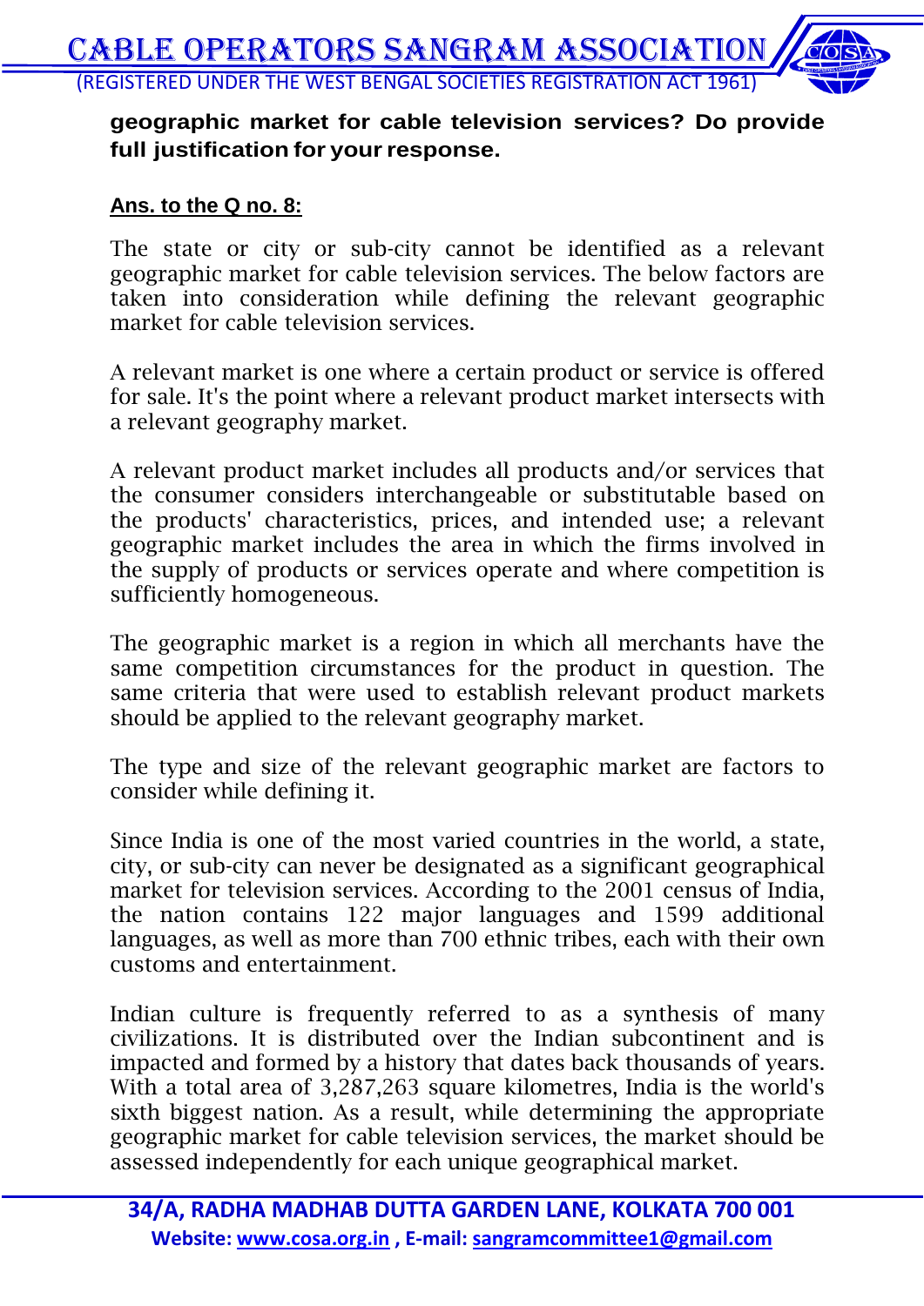**geographic market for cable television services? Do provide full justification for your response.**

**Ans. to the Q no. 8:**

The state or city or sub-city cannot be identified as a relevant geographic market for cable television services. The below factors are taken into consideration while defining the relevant geographic market for cable television services.

A relevant market is one where a certain product or service is offered for sale. It's the point where a relevant product market intersects with a relevant geography market.

A relevant product market includes all products and/or services that the consumer considers interchangeable or substitutable based on the products' characteristics, prices, and intended use; a relevant geographic market includes the area in which the firms involved in the supply of products or services operate and where competition is sufficiently homogeneous.

The geographic market is a region in which all merchants have the same competition circumstances for the product in question. The same criteria that were used to establish relevant product markets should be applied to the relevant geography market.

The type and size of the relevant geographic market are factors to consider while defining it.

Since India is one of the most varied countries in the world, a state, city, or sub-city can never be designated as a significant geographical market for television services. According to the 2001 census of India, the nation contains 122 major languages and 1599 additional languages, as well as more than 700 ethnic tribes, each with their own customs and entertainment.

Indian culture is frequently referred to as a synthesis of many civilizations. It is distributed over the Indian subcontinent and is impacted and formed by a history that dates back thousands of years. With a total area of 3,287,263 square kilometres, India is the world's sixth biggest nation. As a result, while determining the appropriate geographic market for cable television services, the market should be assessed independently for each unique geographical market.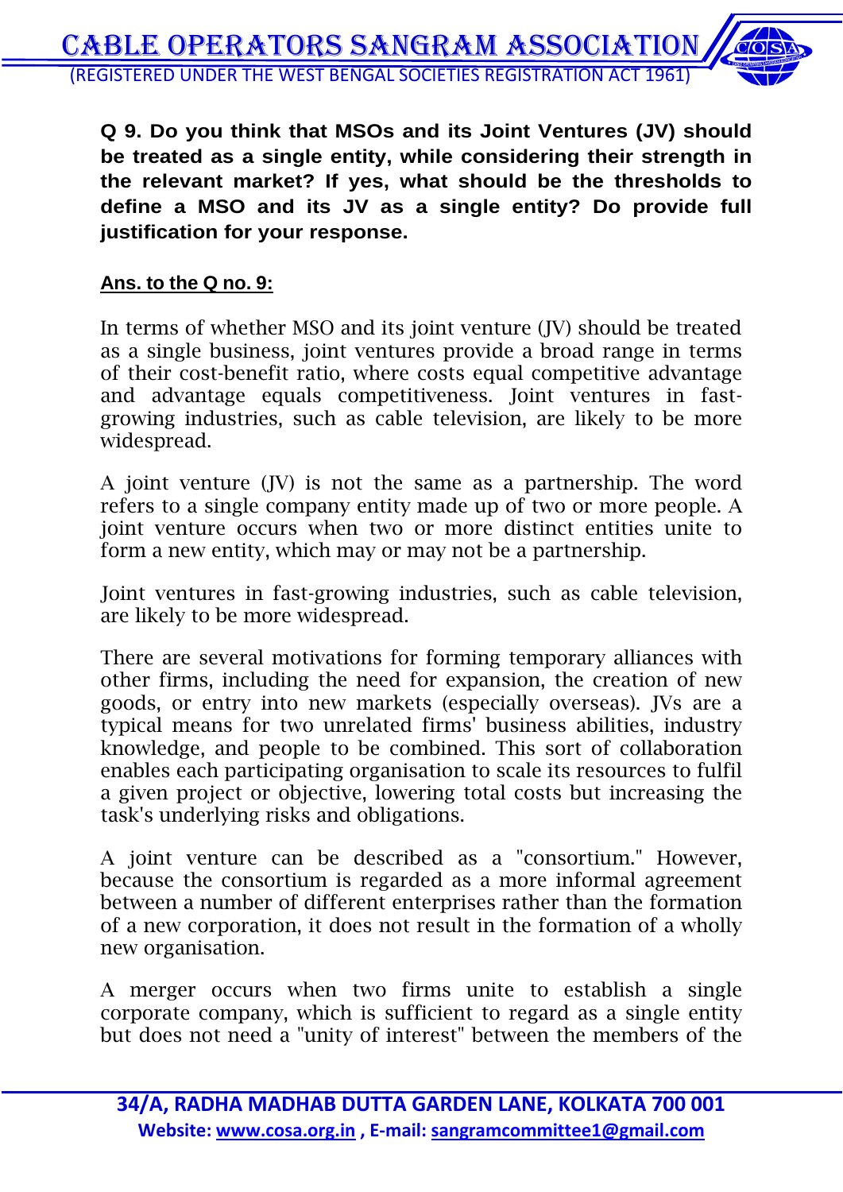**Q 9. Do you think that MSOs and its Joint Ventures (JV) should be treated as a single entity, while considering their strength in the relevant market? If yes, what should be the thresholds to define a MSO and its JV as a single entity? Do provide full justification for your response.**

**Ans. to the Q no. 9:**

In terms of whether MSO and its joint venture (JV) should be treated as a single business, joint ventures provide a broad range in terms of their cost-benefit ratio, where costs equal competitive advantage and advantage equals competitiveness. Joint ventures in fast-growing industries, such as cable television, are likely to be more widespread.

A joint venture (JV) is not the same as a partnership. The word refers to a single company entity made up of two or more people. A joint venture occurs when two or more distinct entities unite to form a new entity, which may or may not be a partnership.

Joint ventures in fast-growing industries, such as cable television, are likely to be more widespread.

There are several motivations for forming temporary alliances with other firms, including the need for expansion, the creation of new goods, or entry into new markets (especially overseas). JVs are a typical means for two unrelated firms' business abilities, industry knowledge, and people to be combined. This sort of collaboration enables each participating organisation to scale its resources to fulfil a given project or objective, lowering total costs but increasing the task's underlying risks and obligations.

A joint venture can be described as a "consortium." However, because the consortium is regarded as a more informal agreement between a number of different enterprises rather than the formation of a new corporation, it does not result in the formation of a wholly new organisation.

A merger occurs when two firms unite to establish a single corporate company, which is sufficient to regard as a single entity but does not need a "unity of interest" between the members of the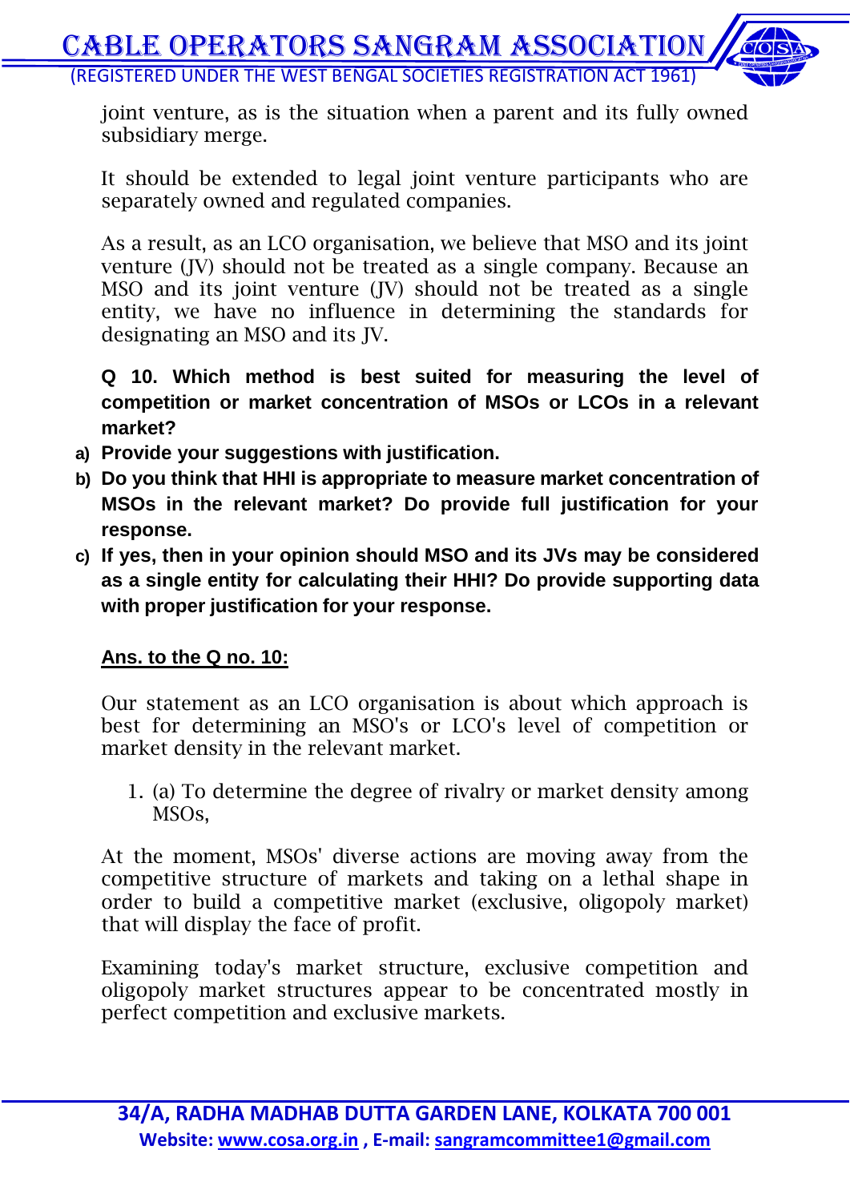joint venture, as is the situation when a parent and its fully owned subsidiary merge.

It should be extended to legal joint venture participants who are separately owned and regulated companies.

As a result, as an LCO organisation, we believe that MSO and its joint venture (JV) should not be treated as a single company. Because an MSO and its joint venture (JV) should not be treated as a single entity, we have no influence in determining the standards for designating an MSO and its JV.

**Q 10. Which method is best suited for measuring the level of competition or market concentration of MSOs or LCOs in a relevant market?**

**a) Provide your suggestions with justification.**

**b) Do you think that HHI is appropriate to measure market concentration of MSOs in the relevant market? Do provide full justification for your response.**

**c) If yes, then in your opinion should MSO and its JVs may be considered as a single entity for calculating their HHI? Do provide supporting data with proper justification for your response.**

**<u>Ans. to the Q no. 10:</u>**

Our statement as an LCO organisation is about which approach is best for determining an MSO's or LCO's level of competition or market density in the relevant market.

1. (a) To determine the degree of rivalry or market density among MSOs,

At the moment, MSOs' diverse actions are moving away from the competitive structure of markets and taking on a lethal shape in order to build a competitive market (exclusive, oligopoly market) that will display the face of profit.

Examining today's market structure, exclusive competition and oligopoly market structures appear to be concentrated mostly in perfect competition and exclusive markets.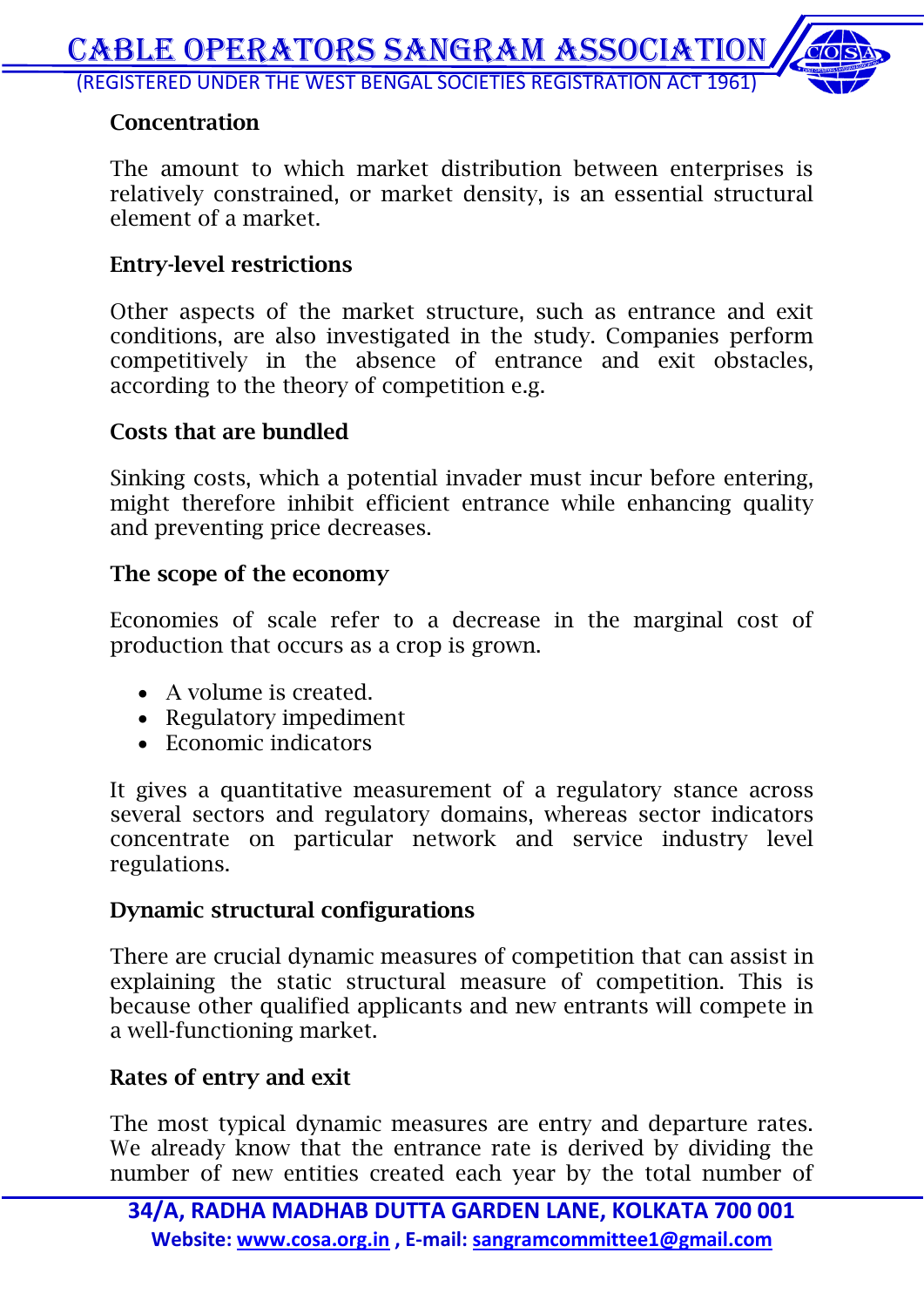**Concentration**

The amount to which market distribution between enterprises is relatively constrained, or market density, is an essential structural element of a market.

**Entry-level restrictions**

Other aspects of the market structure, such as entrance and exit conditions, are also investigated in the study. Companies perform competitively in the absence of entrance and exit obstacles, according to the theory of competition e.g.

**Costs that are bundled**

Sinking costs, which a potential invader must incur before entering, might therefore inhibit efficient entrance while enhancing quality and preventing price decreases.

**The scope of the economy**

Economies of scale refer to a decrease in the marginal cost of production that occurs as a crop is grown.

- A volume is created.
- Regulatory impediment
- Economic indicators

It gives a quantitative measurement of a regulatory stance across several sectors and regulatory domains, whereas sector indicators concentrate on particular network and service industry level regulations.

**Dynamic structural configurations**

There are crucial dynamic measures of competition that can assist in explaining the static structural measure of competition. This is because other qualified applicants and new entrants will compete in a well-functioning market.

**Rates of entry and exit**

The most typical dynamic measures are entry and departure rates. We already know that the entrance rate is derived by dividing the number of new entities created each year by the total number of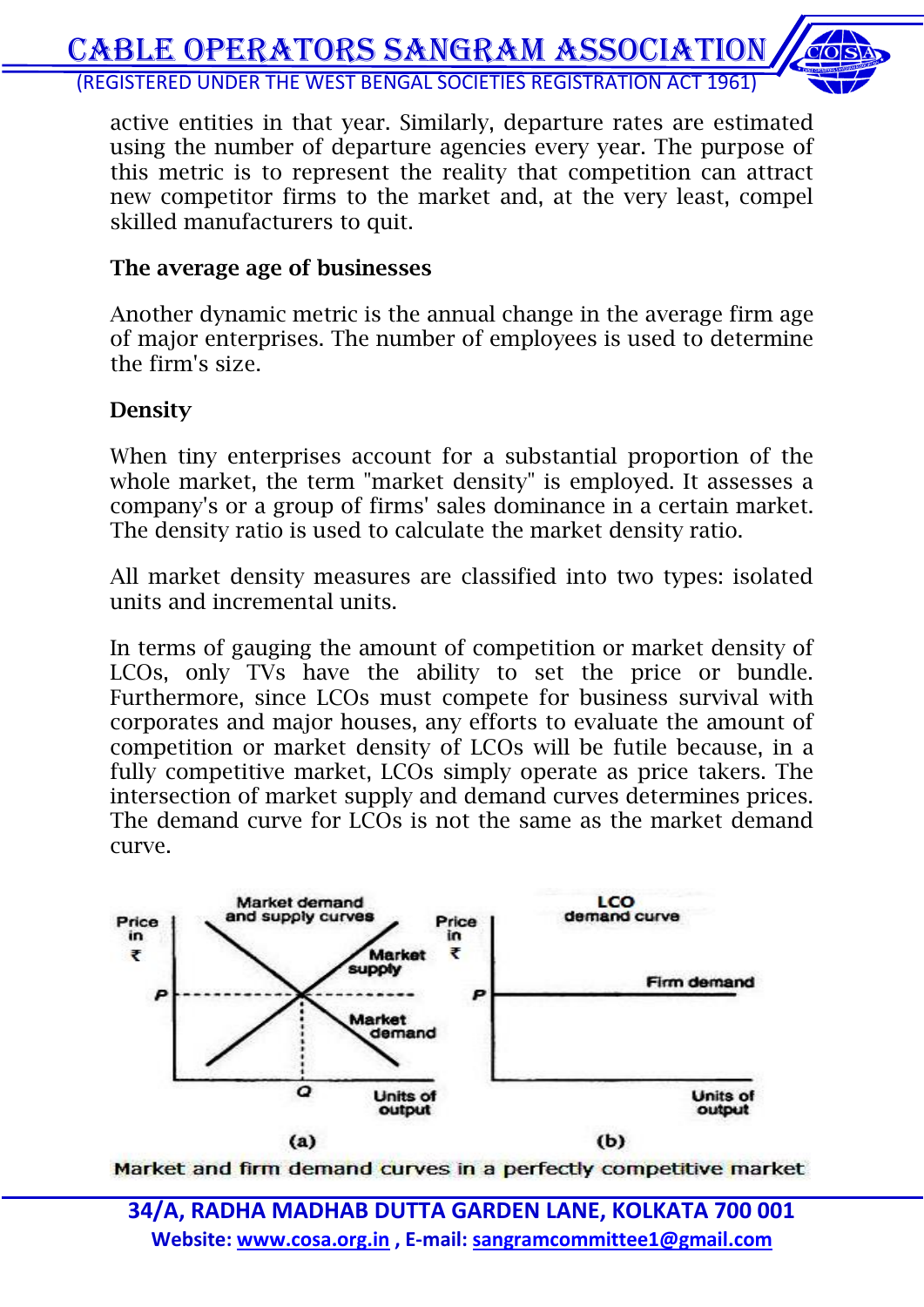active entities in that year. Similarly, departure rates are estimated using the number of departure agencies every year. The purpose of this metric is to represent the reality that competition can attract new competitor firms to the market and, at the very least, compel skilled manufacturers to quit.

**The average age of businesses**

Another dynamic metric is the annual change in the average firm age of major enterprises. The number of employees is used to determine the firm's size.

**Density**

When tiny enterprises account for a substantial proportion of the whole market, the term "market density" is employed. It assesses a company's or a group of firms' sales dominance in a certain market. The density ratio is used to calculate the market density ratio.

All market density measures are classified into two types: isolated units and incremental units.

In terms of gauging the amount of competition or market density of LCOs, only TVs have the ability to set the price or bundle. Furthermore, since LCOs must compete for business survival with corporates and major houses, any efforts to evaluate the amount of competition or market density of LCOs will be futile because, in a fully competitive market, LCOs simply operate as price takers. The intersection of market supply and demand curves determines prices. The demand curve for LCOs is not the same as the market demand curve.

Market and firm demand curves in a perfectly competitive market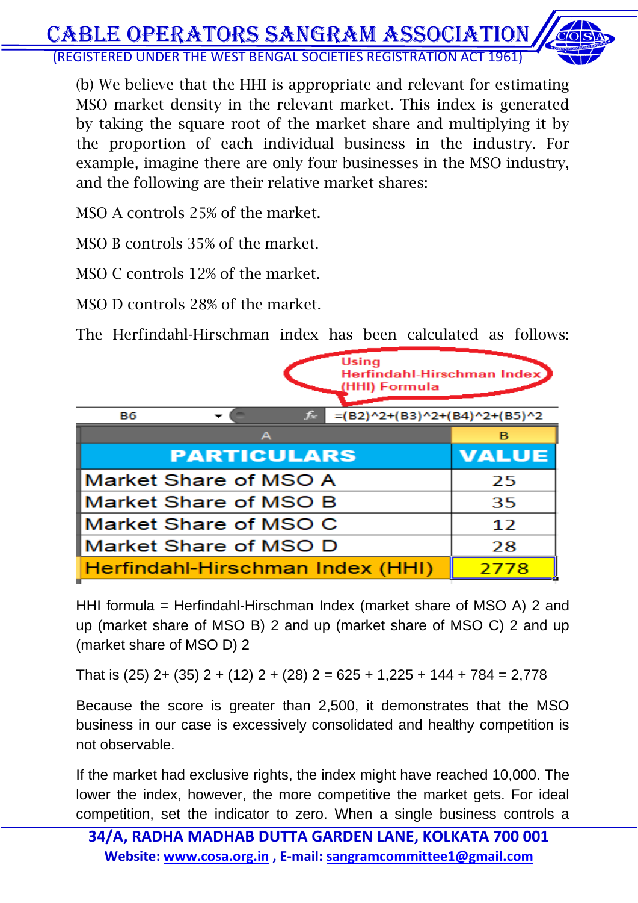(b) We believe that the HHI is appropriate and relevant for estimating MSO market density in the relevant market. This index is generated by taking the square root of the market share and multiplying it by the proportion of each individual business in the industry. For example, imagine there are only four businesses in the MSO industry, and the following are their relative market shares:

MSO A controls 25% of the market.

MSO B controls 35% of the market.

MSO C controls 12% of the market.

MSO D controls 28% of the market.

The Herfindahl-Hirschman index has been calculated as follows:

Using Herfindahl-Hirschman Index (HHI) Formula

B6 =(B2)^2+(B3)^2+(B4)^2+(B5)^2

| PARTICULARS | VALUE |
|---|---|
| Market Share of MSO A | 25 |
| Market Share of MSO B | 35 |
| Market Share of MSO C | 12 |
| Market Share of MSO D | 28 |
| Herfindahl-Hirschman Index (HHI) | 2778 |

HHI formula = Herfindahl-Hirschman Index (market share of MSO A) 2 and up (market share of MSO B) 2 and up (market share of MSO C) 2 and up (market share of MSO D) 2

That is (25) 2+ (35) 2 + (12) 2 + (28) 2 = 625 + 1,225 + 144 + 784 = 2,778

Because the score is greater than 2,500, it demonstrates that the MSO business in our case is excessively consolidated and healthy competition is not observable.

If the market had exclusive rights, the index might have reached 10,000. The lower the index, however, the more competitive the market gets. For ideal competition, set the indicator to zero. When a single business controls a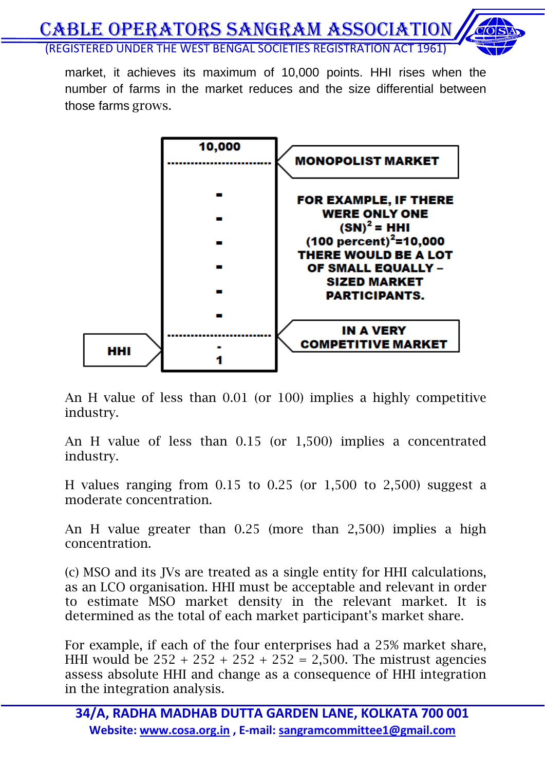market, it achieves its maximum of 10,000 points. HHI rises when the number of farms in the market reduces and the size differential between those farms grows.

| HHI | | |
|---|---|---|
| | 10,000 | MONOPOLIST MARKET |
| | - | FOR EXAMPLE, IF THERE WERE ONLY ONE $(SN)^2$ = HHI $(100 \text{ percent})^2$=10,000 THERE WOULD BE A LOT OF SMALL EQUALLY – SIZED MARKET PARTICIPANTS. |
| | 1 | IN A VERY COMPETITIVE MARKET |

An H value of less than 0.01 (or 100) implies a highly competitive industry.

An H value of less than 0.15 (or 1,500) implies a concentrated industry.

H values ranging from 0.15 to 0.25 (or 1,500 to 2,500) suggest a moderate concentration.

An H value greater than 0.25 (more than 2,500) implies a high concentration.

(c) MSO and its JVs are treated as a single entity for HHI calculations, as an LCO organisation. HHI must be acceptable and relevant in order to estimate MSO market density in the relevant market. It is determined as the total of each market participant's market share.

For example, if each of the four enterprises had a 25% market share, HHI would be 252 + 252 + 252 + 252 = 2,500. The mistrust agencies assess absolute HHI and change as a consequence of HHI integration in the integration analysis.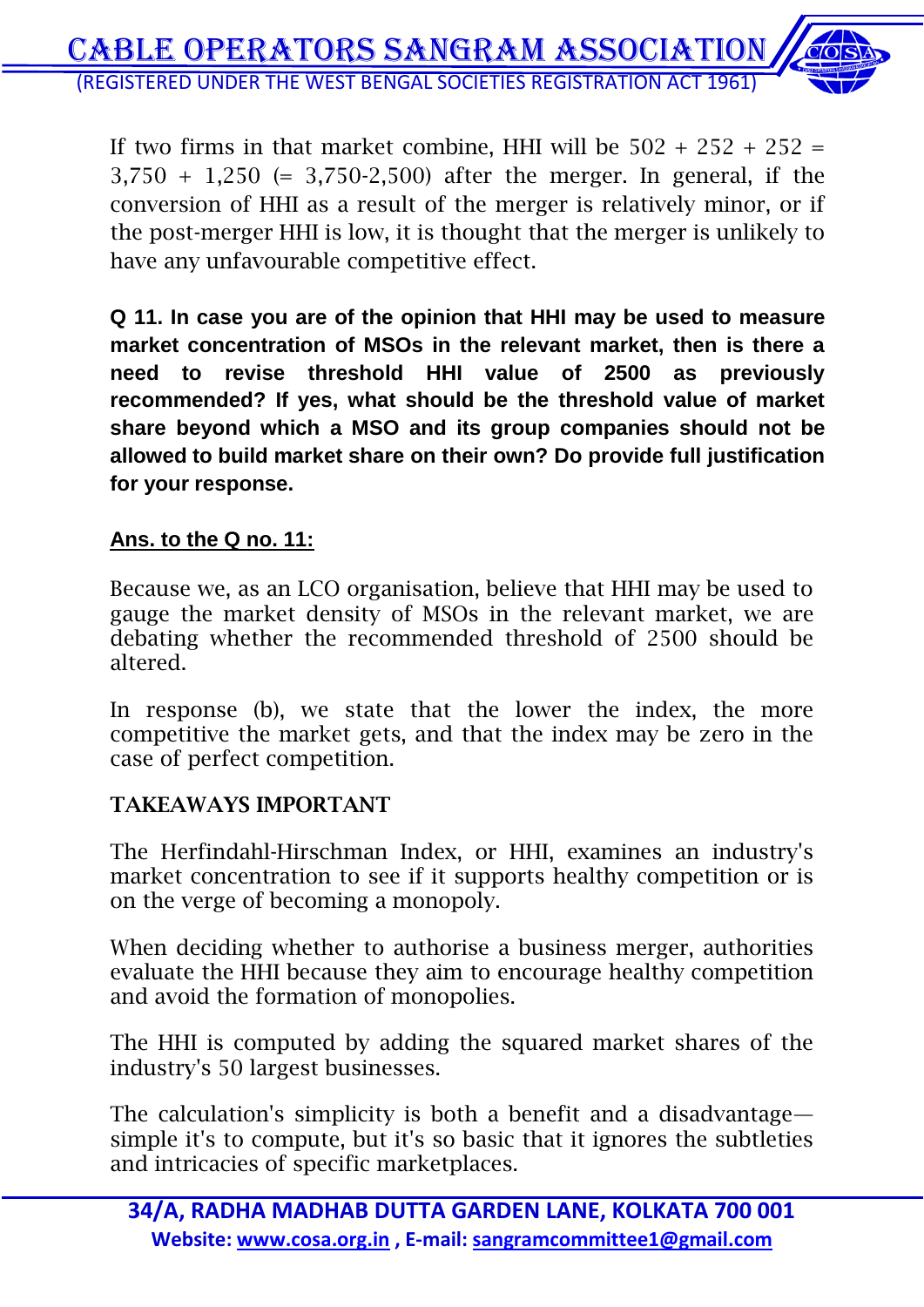If two firms in that market combine, HHI will be 502 + 252 + 252 = 3,750 + 1,250 (= 3,750-2,500) after the merger. In general, if the conversion of HHI as a result of the merger is relatively minor, or if the post-merger HHI is low, it is thought that the merger is unlikely to have any unfavourable competitive effect.

**Q 11. In case you are of the opinion that HHI may be used to measure market concentration of MSOs in the relevant market, then is there a need to revise threshold HHI value of 2500 as previously recommended? If yes, what should be the threshold value of market share beyond which a MSO and its group companies should not be allowed to build market share on their own? Do provide full justification for your response.**

**Ans. to the Q no. 11:**

Because we, as an LCO organisation, believe that HHI may be used to gauge the market density of MSOs in the relevant market, we are debating whether the recommended threshold of 2500 should be altered.

In response (b), we state that the lower the index, the more competitive the market gets, and that the index may be zero in the case of perfect competition.

**TAKEAWAYS IMPORTANT**

The Herfindahl-Hirschman Index, or HHI, examines an industry's market concentration to see if it supports healthy competition or is on the verge of becoming a monopoly.

When deciding whether to authorise a business merger, authorities evaluate the HHI because they aim to encourage healthy competition and avoid the formation of monopolies.

The HHI is computed by adding the squared market shares of the industry's 50 largest businesses.

The calculation's simplicity is both a benefit and a disadvantage—simple it's to compute, but it's so basic that it ignores the subtleties and intricacies of specific marketplaces.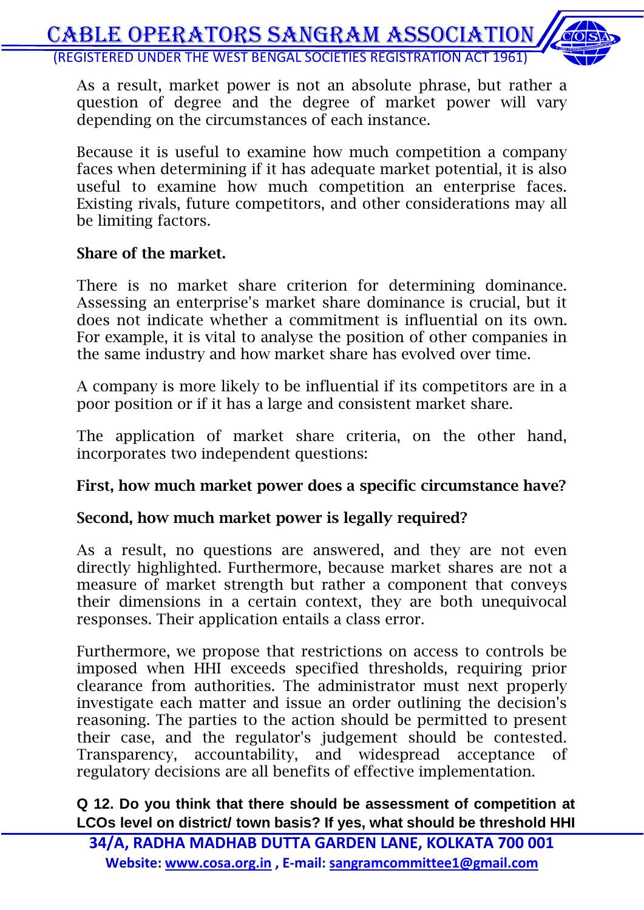As a result, market power is not an absolute phrase, but rather a question of degree and the degree of market power will vary depending on the circumstances of each instance.

Because it is useful to examine how much competition a company faces when determining if it has adequate market potential, it is also useful to examine how much competition an enterprise faces. Existing rivals, future competitors, and other considerations may all be limiting factors.

**Share of the market.**

There is no market share criterion for determining dominance. Assessing an enterprise's market share dominance is crucial, but it does not indicate whether a commitment is influential on its own. For example, it is vital to analyse the position of other companies in the same industry and how market share has evolved over time.

A company is more likely to be influential if its competitors are in a poor position or if it has a large and consistent market share.

The application of market share criteria, on the other hand, incorporates two independent questions:

**First, how much market power does a specific circumstance have?**

**Second, how much market power is legally required?**

As a result, no questions are answered, and they are not even directly highlighted. Furthermore, because market shares are not a measure of market strength but rather a component that conveys their dimensions in a certain context, they are both unequivocal responses. Their application entails a class error.

Furthermore, we propose that restrictions on access to controls be imposed when HHI exceeds specified thresholds, requiring prior clearance from authorities. The administrator must next properly investigate each matter and issue an order outlining the decision's reasoning. The parties to the action should be permitted to present their case, and the regulator's judgement should be contested. Transparency, accountability, and widespread acceptance of regulatory decisions are all benefits of effective implementation.

**Q 12. Do you think that there should be assessment of competition at LCOs level on district/ town basis? If yes, what should be threshold HHI**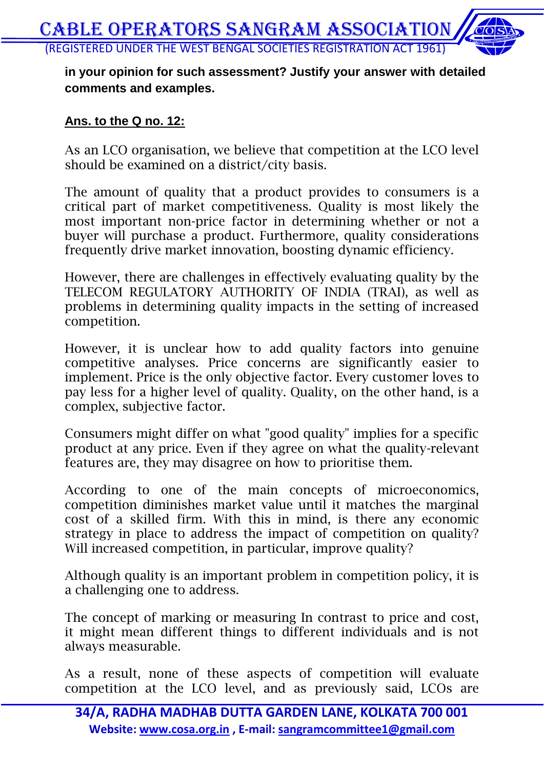**in your opinion for such assessment? Justify your answer with detailed comments and examples.**

**Ans. to the Q no. 12:**

As an LCO organisation, we believe that competition at the LCO level should be examined on a district/city basis.

The amount of quality that a product provides to consumers is a critical part of market competitiveness. Quality is most likely the most important non-price factor in determining whether or not a buyer will purchase a product. Furthermore, quality considerations frequently drive market innovation, boosting dynamic efficiency.

However, there are challenges in effectively evaluating quality by the TELECOM REGULATORY AUTHORITY OF INDIA (TRAI), as well as problems in determining quality impacts in the setting of increased competition.

However, it is unclear how to add quality factors into genuine competitive analyses. Price concerns are significantly easier to implement. Price is the only objective factor. Every customer loves to pay less for a higher level of quality. Quality, on the other hand, is a complex, subjective factor.

Consumers might differ on what "good quality" implies for a specific product at any price. Even if they agree on what the quality-relevant features are, they may disagree on how to prioritise them.

According to one of the main concepts of microeconomics, competition diminishes market value until it matches the marginal cost of a skilled firm. With this in mind, is there any economic strategy in place to address the impact of competition on quality? Will increased competition, in particular, improve quality?

Although quality is an important problem in competition policy, it is a challenging one to address.

The concept of marking or measuring In contrast to price and cost, it might mean different things to different individuals and is not always measurable.

As a result, none of these aspects of competition will evaluate competition at the LCO level, and as previously said, LCOs are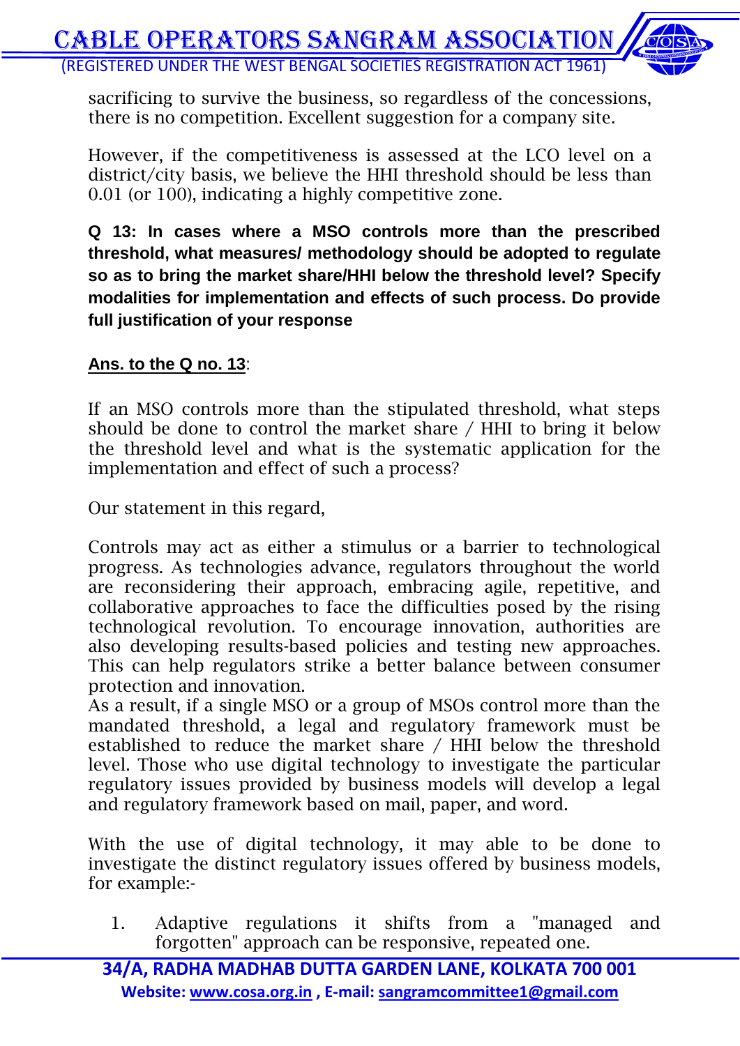sacrificing to survive the business, so regardless of the concessions, there is no competition. Excellent suggestion for a company site.

However, if the competitiveness is assessed at the LCO level on a district/city basis, we believe the HHI threshold should be less than 0.01 (or 100), indicating a highly competitive zone.

**Q 13: In cases where a MSO controls more than the prescribed threshold, what measures/ methodology should be adopted to regulate so as to bring the market share/HHI below the threshold level? Specify modalities for implementation and effects of such process. Do provide full justification of your response**

**Ans. to the Q no. 13**:

If an MSO controls more than the stipulated threshold, what steps should be done to control the market share / HHI to bring it below the threshold level and what is the systematic application for the implementation and effect of such a process?

Our statement in this regard,

Controls may act as either a stimulus or a barrier to technological progress. As technologies advance, regulators throughout the world are reconsidering their approach, embracing agile, repetitive, and collaborative approaches to face the difficulties posed by the rising technological revolution. To encourage innovation, authorities are also developing results-based policies and testing new approaches. This can help regulators strike a better balance between consumer protection and innovation.
As a result, if a single MSO or a group of MSOs control more than the mandated threshold, a legal and regulatory framework must be established to reduce the market share / HHI below the threshold level. Those who use digital technology to investigate the particular regulatory issues provided by business models will develop a legal and regulatory framework based on mail, paper, and word.

With the use of digital technology, it may able to be done to investigate the distinct regulatory issues offered by business models, for example:-

1. Adaptive regulations it shifts from a "managed and forgotten" approach can be responsive, repeated one.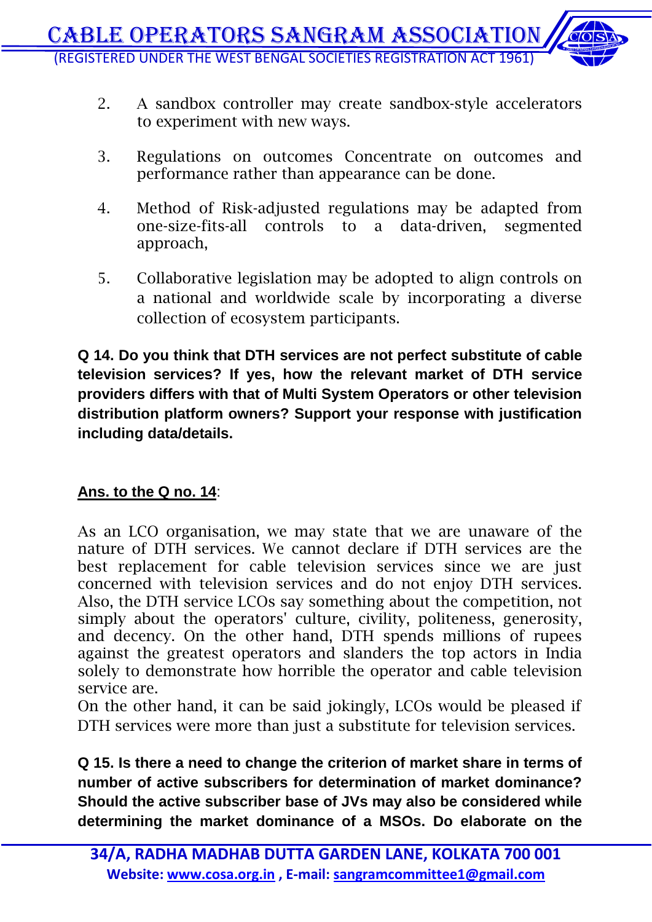2. A sandbox controller may create sandbox-style accelerators to experiment with new ways.

3. Regulations on outcomes Concentrate on outcomes and performance rather than appearance can be done.

4. Method of Risk-adjusted regulations may be adapted from one-size-fits-all controls to a data-driven, segmented approach,

5. Collaborative legislation may be adopted to align controls on a national and worldwide scale by incorporating a diverse collection of ecosystem participants.

**Q 14. Do you think that DTH services are not perfect substitute of cable television services? If yes, how the relevant market of DTH service providers differs with that of Multi System Operators or other television distribution platform owners? Support your response with justification including data/details.**

**<u>Ans. to the Q no. 14</u>**:

As an LCO organisation, we may state that we are unaware of the nature of DTH services. We cannot declare if DTH services are the best replacement for cable television services since we are just concerned with television services and do not enjoy DTH services. Also, the DTH service LCOs say something about the competition, not simply about the operators' culture, civility, politeness, generosity, and decency. On the other hand, DTH spends millions of rupees against the greatest operators and slanders the top actors in India solely to demonstrate how horrible the operator and cable television service are.

On the other hand, it can be said jokingly, LCOs would be pleased if DTH services were more than just a substitute for television services.

**Q 15. Is there a need to change the criterion of market share in terms of number of active subscribers for determination of market dominance? Should the active subscriber base of JVs may also be considered while determining the market dominance of a MSOs. Do elaborate on the**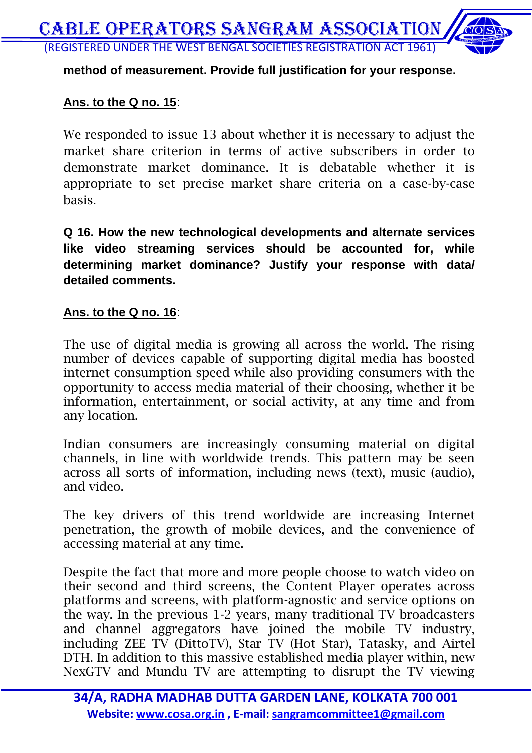**method of measurement. Provide full justification for your response.**

**Ans. to the Q no. 15**:

We responded to issue 13 about whether it is necessary to adjust the market share criterion in terms of active subscribers in order to demonstrate market dominance. It is debatable whether it is appropriate to set precise market share criteria on a case-by-case basis.

**Q 16. How the new technological developments and alternate services like video streaming services should be accounted for, while determining market dominance? Justify your response with data/ detailed comments.**

**Ans. to the Q no. 16**:

The use of digital media is growing all across the world. The rising number of devices capable of supporting digital media has boosted internet consumption speed while also providing consumers with the opportunity to access media material of their choosing, whether it be information, entertainment, or social activity, at any time and from any location.

Indian consumers are increasingly consuming material on digital channels, in line with worldwide trends. This pattern may be seen across all sorts of information, including news (text), music (audio), and video.

The key drivers of this trend worldwide are increasing Internet penetration, the growth of mobile devices, and the convenience of accessing material at any time.

Despite the fact that more and more people choose to watch video on their second and third screens, the Content Player operates across platforms and screens, with platform-agnostic and service options on the way. In the previous 1-2 years, many traditional TV broadcasters and channel aggregators have joined the mobile TV industry, including ZEE TV (DittoTV), Star TV (Hot Star), Tatasky, and Airtel DTH. In addition to this massive established media player within, new NexGTV and Mundu TV are attempting to disrupt the TV viewing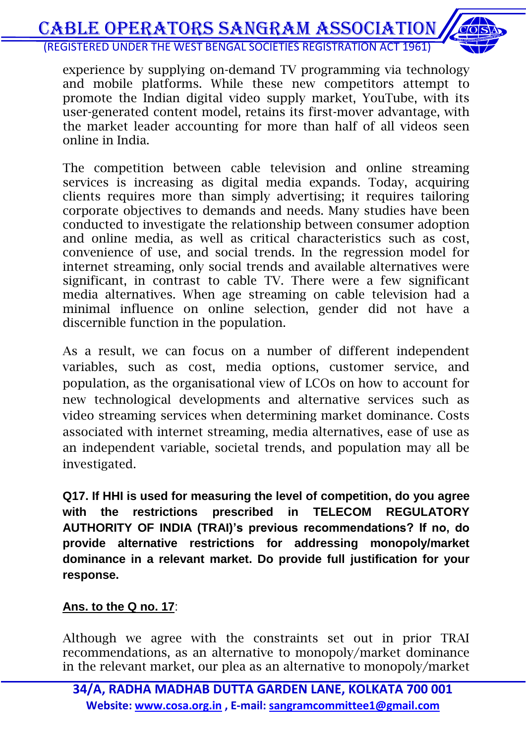experience by supplying on-demand TV programming via technology and mobile platforms. While these new competitors attempt to promote the Indian digital video supply market, YouTube, with its user-generated content model, retains its first-mover advantage, with the market leader accounting for more than half of all videos seen online in India.

The competition between cable television and online streaming services is increasing as digital media expands. Today, acquiring clients requires more than simply advertising; it requires tailoring corporate objectives to demands and needs. Many studies have been conducted to investigate the relationship between consumer adoption and online media, as well as critical characteristics such as cost, convenience of use, and social trends. In the regression model for internet streaming, only social trends and available alternatives were significant, in contrast to cable TV. There were a few significant media alternatives. When age streaming on cable television had a minimal influence on online selection, gender did not have a discernible function in the population.

As a result, we can focus on a number of different independent variables, such as cost, media options, customer service, and population, as the organisational view of LCOs on how to account for new technological developments and alternative services such as video streaming services when determining market dominance. Costs associated with internet streaming, media alternatives, ease of use as an independent variable, societal trends, and population may all be investigated.

**Q17. If HHI is used for measuring the level of competition, do you agree with the restrictions prescribed in TELECOM REGULATORY AUTHORITY OF INDIA (TRAI)'s previous recommendations? If no, do provide alternative restrictions for addressing monopoly/market dominance in a relevant market. Do provide full justification for your response.**

**Ans. to the Q no. 17**:

Although we agree with the constraints set out in prior TRAI recommendations, as an alternative to monopoly/market dominance in the relevant market, our plea as an alternative to monopoly/market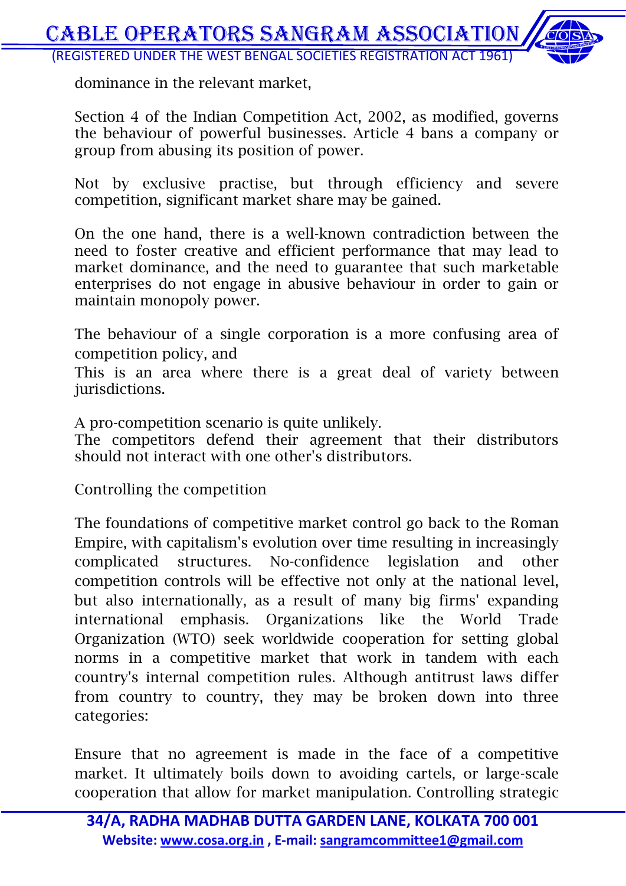dominance in the relevant market,

Section 4 of the Indian Competition Act, 2002, as modified, governs the behaviour of powerful businesses. Article 4 bans a company or group from abusing its position of power.

Not by exclusive practise, but through efficiency and severe competition, significant market share may be gained.

On the one hand, there is a well-known contradiction between the need to foster creative and efficient performance that may lead to market dominance, and the need to guarantee that such marketable enterprises do not engage in abusive behaviour in order to gain or maintain monopoly power.

The behaviour of a single corporation is a more confusing area of competition policy, and
This is an area where there is a great deal of variety between jurisdictions.

A pro-competition scenario is quite unlikely.
The competitors defend their agreement that their distributors should not interact with one other's distributors.

Controlling the competition

The foundations of competitive market control go back to the Roman Empire, with capitalism's evolution over time resulting in increasingly complicated structures. No-confidence legislation and other competition controls will be effective not only at the national level, but also internationally, as a result of many big firms' expanding international emphasis. Organizations like the World Trade Organization (WTO) seek worldwide cooperation for setting global norms in a competitive market that work in tandem with each country's internal competition rules. Although antitrust laws differ from country to country, they may be broken down into three categories:

Ensure that no agreement is made in the face of a competitive market. It ultimately boils down to avoiding cartels, or large-scale cooperation that allow for market manipulation. Controlling strategic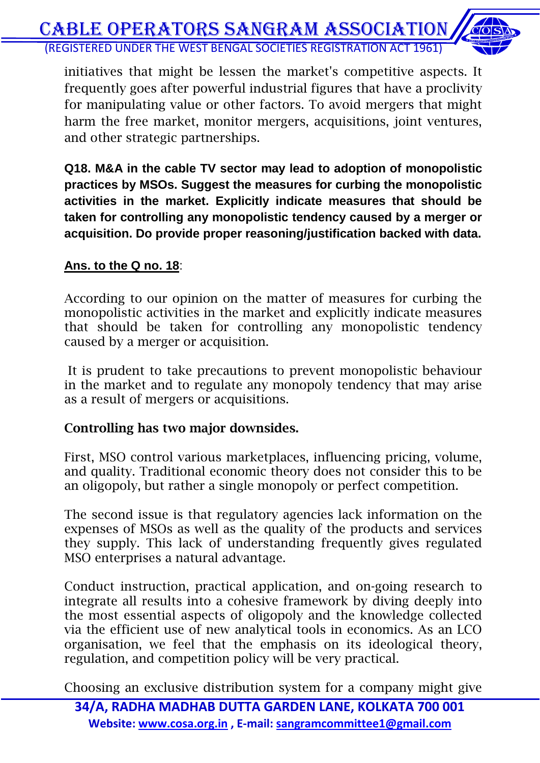initiatives that might be lessen the market's competitive aspects. It frequently goes after powerful industrial figures that have a proclivity for manipulating value or other factors. To avoid mergers that might harm the free market, monitor mergers, acquisitions, joint ventures, and other strategic partnerships.

**Q18. M&A in the cable TV sector may lead to adoption of monopolistic practices by MSOs. Suggest the measures for curbing the monopolistic activities in the market. Explicitly indicate measures that should be taken for controlling any monopolistic tendency caused by a merger or acquisition. Do provide proper reasoning/justification backed with data.**

**Ans. to the Q no. 18**:

According to our opinion on the matter of measures for curbing the monopolistic activities in the market and explicitly indicate measures that should be taken for controlling any monopolistic tendency caused by a merger or acquisition.

It is prudent to take precautions to prevent monopolistic behaviour in the market and to regulate any monopoly tendency that may arise as a result of mergers or acquisitions.

**Controlling has two major downsides.**

First, MSO control various marketplaces, influencing pricing, volume, and quality. Traditional economic theory does not consider this to be an oligopoly, but rather a single monopoly or perfect competition.

The second issue is that regulatory agencies lack information on the expenses of MSOs as well as the quality of the products and services they supply. This lack of understanding frequently gives regulated MSO enterprises a natural advantage.

Conduct instruction, practical application, and on-going research to integrate all results into a cohesive framework by diving deeply into the most essential aspects of oligopoly and the knowledge collected via the efficient use of new analytical tools in economics. As an LCO organisation, we feel that the emphasis on its ideological theory, regulation, and competition policy will be very practical.

Choosing an exclusive distribution system for a company might give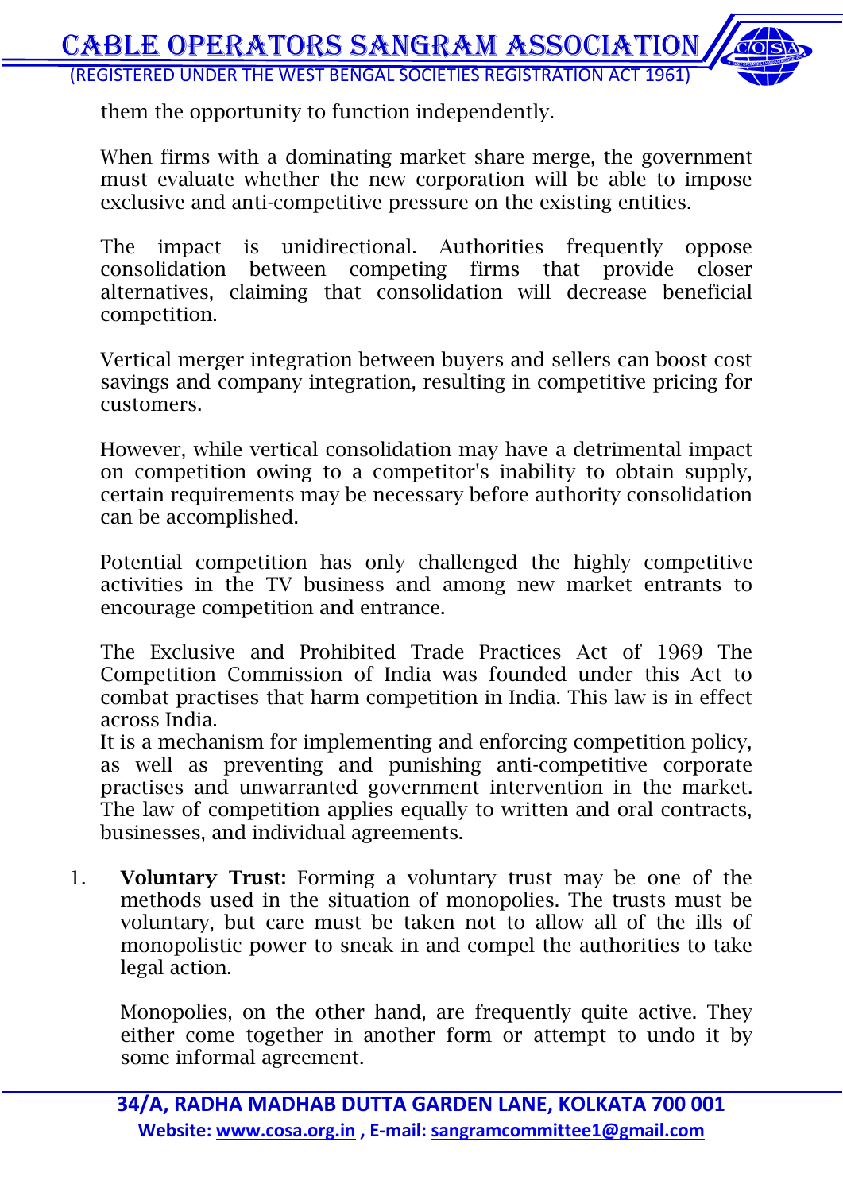them the opportunity to function independently.

When firms with a dominating market share merge, the government must evaluate whether the new corporation will be able to impose exclusive and anti-competitive pressure on the existing entities.

The impact is unidirectional. Authorities frequently oppose consolidation between competing firms that provide closer alternatives, claiming that consolidation will decrease beneficial competition.

Vertical merger integration between buyers and sellers can boost cost savings and company integration, resulting in competitive pricing for customers.

However, while vertical consolidation may have a detrimental impact on competition owing to a competitor's inability to obtain supply, certain requirements may be necessary before authority consolidation can be accomplished.

Potential competition has only challenged the highly competitive activities in the TV business and among new market entrants to encourage competition and entrance.

The Exclusive and Prohibited Trade Practices Act of 1969 The Competition Commission of India was founded under this Act to combat practises that harm competition in India. This law is in effect across India.
It is a mechanism for implementing and enforcing competition policy, as well as preventing and punishing anti-competitive corporate practises and unwarranted government intervention in the market. The law of competition applies equally to written and oral contracts, businesses, and individual agreements.

1. **Voluntary Trust:** Forming a voluntary trust may be one of the methods used in the situation of monopolies. The trusts must be voluntary, but care must be taken not to allow all of the ills of monopolistic power to sneak in and compel the authorities to take legal action.

   Monopolies, on the other hand, are frequently quite active. They either come together in another form or attempt to undo it by some informal agreement.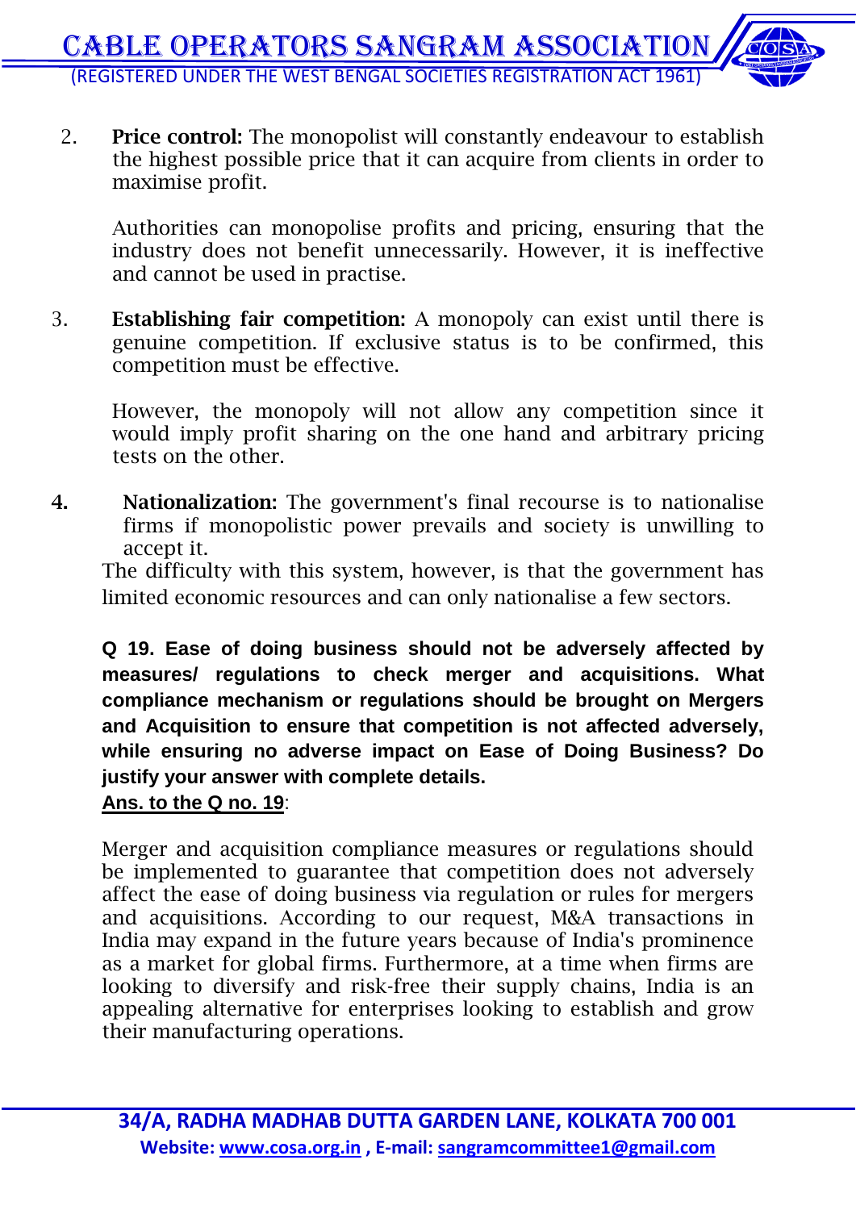2. **Price control:** The monopolist will constantly endeavour to establish the highest possible price that it can acquire from clients in order to maximise profit.

   Authorities can monopolise profits and pricing, ensuring that the industry does not benefit unnecessarily. However, it is ineffective and cannot be used in practise.

3. **Establishing fair competition:** A monopoly can exist until there is genuine competition. If exclusive status is to be confirmed, this competition must be effective.

   However, the monopoly will not allow any competition since it would imply profit sharing on the one hand and arbitrary pricing tests on the other.

4. **Nationalization:** The government's final recourse is to nationalise firms if monopolistic power prevails and society is unwilling to accept it.

The difficulty with this system, however, is that the government has limited economic resources and can only nationalise a few sectors.

**Q 19. Ease of doing business should not be adversely affected by measures/ regulations to check merger and acquisitions. What compliance mechanism or regulations should be brought on Mergers and Acquisition to ensure that competition is not affected adversely, while ensuring no adverse impact on Ease of Doing Business? Do justify your answer with complete details.**

**Ans. to the Q no. 19**:

Merger and acquisition compliance measures or regulations should be implemented to guarantee that competition does not adversely affect the ease of doing business via regulation or rules for mergers and acquisitions. According to our request, M&A transactions in India may expand in the future years because of India's prominence as a market for global firms. Furthermore, at a time when firms are looking to diversify and risk-free their supply chains, India is an appealing alternative for enterprises looking to establish and grow their manufacturing operations.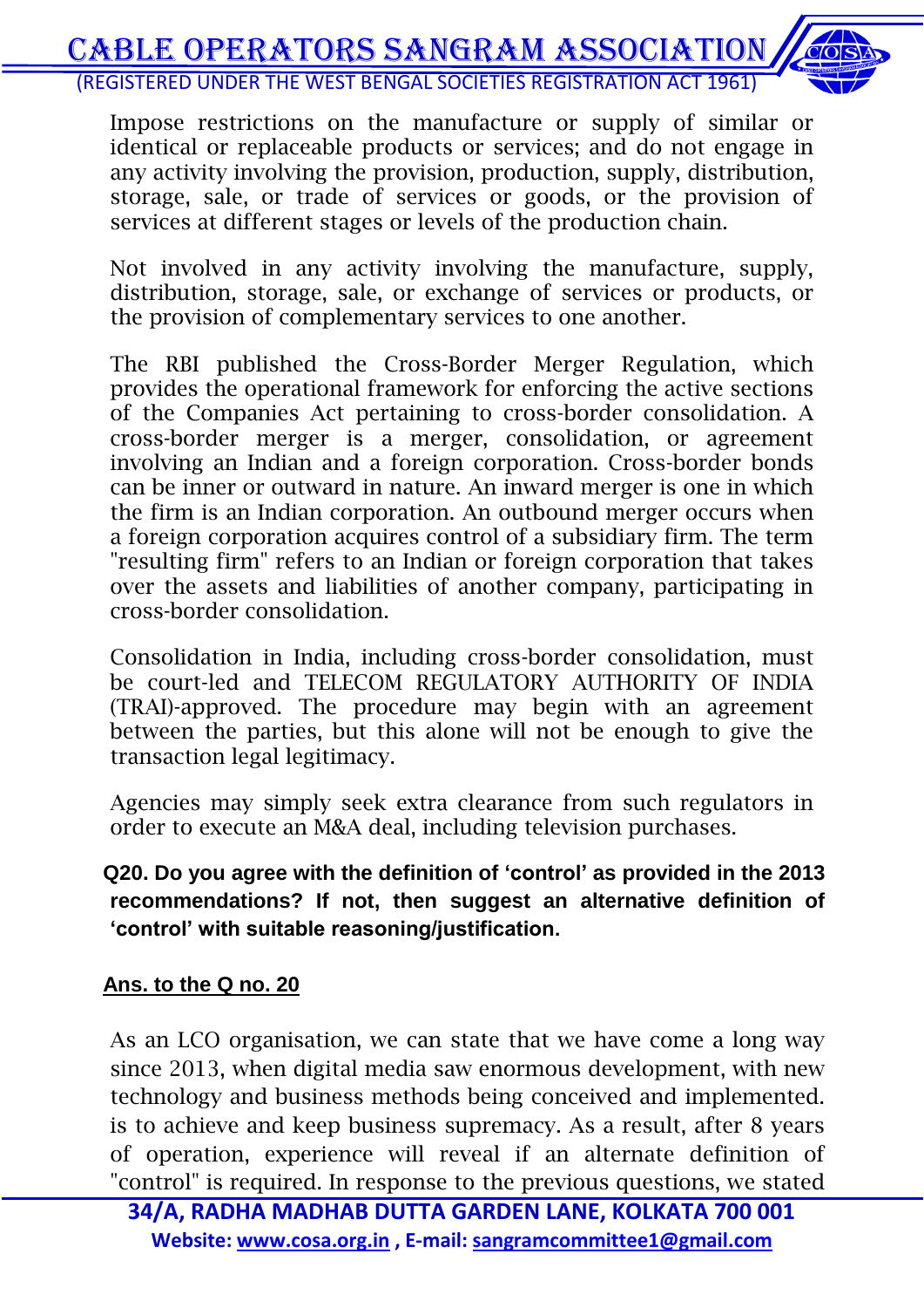Impose restrictions on the manufacture or supply of similar or identical or replaceable products or services; and do not engage in any activity involving the provision, production, supply, distribution, storage, sale, or trade of services or goods, or the provision of services at different stages or levels of the production chain.

Not involved in any activity involving the manufacture, supply, distribution, storage, sale, or exchange of services or products, or the provision of complementary services to one another.

The RBI published the Cross-Border Merger Regulation, which provides the operational framework for enforcing the active sections of the Companies Act pertaining to cross-border consolidation. A cross-border merger is a merger, consolidation, or agreement involving an Indian and a foreign corporation. Cross-border bonds can be inner or outward in nature. An inward merger is one in which the firm is an Indian corporation. An outbound merger occurs when a foreign corporation acquires control of a subsidiary firm. The term "resulting firm" refers to an Indian or foreign corporation that takes over the assets and liabilities of another company, participating in cross-border consolidation.

Consolidation in India, including cross-border consolidation, must be court-led and TELECOM REGULATORY AUTHORITY OF INDIA (TRAI)-approved. The procedure may begin with an agreement between the parties, but this alone will not be enough to give the transaction legal legitimacy.

Agencies may simply seek extra clearance from such regulators in order to execute an M&A deal, including television purchases.

**Q20. Do you agree with the definition of 'control' as provided in the 2013 recommendations? If not, then suggest an alternative definition of 'control' with suitable reasoning/justification.**

**Ans. to the Q no. 20**

As an LCO organisation, we can state that we have come a long way since 2013, when digital media saw enormous development, with new technology and business methods being conceived and implemented. is to achieve and keep business supremacy. As a result, after 8 years of operation, experience will reveal if an alternate definition of "control" is required. In response to the previous questions, we stated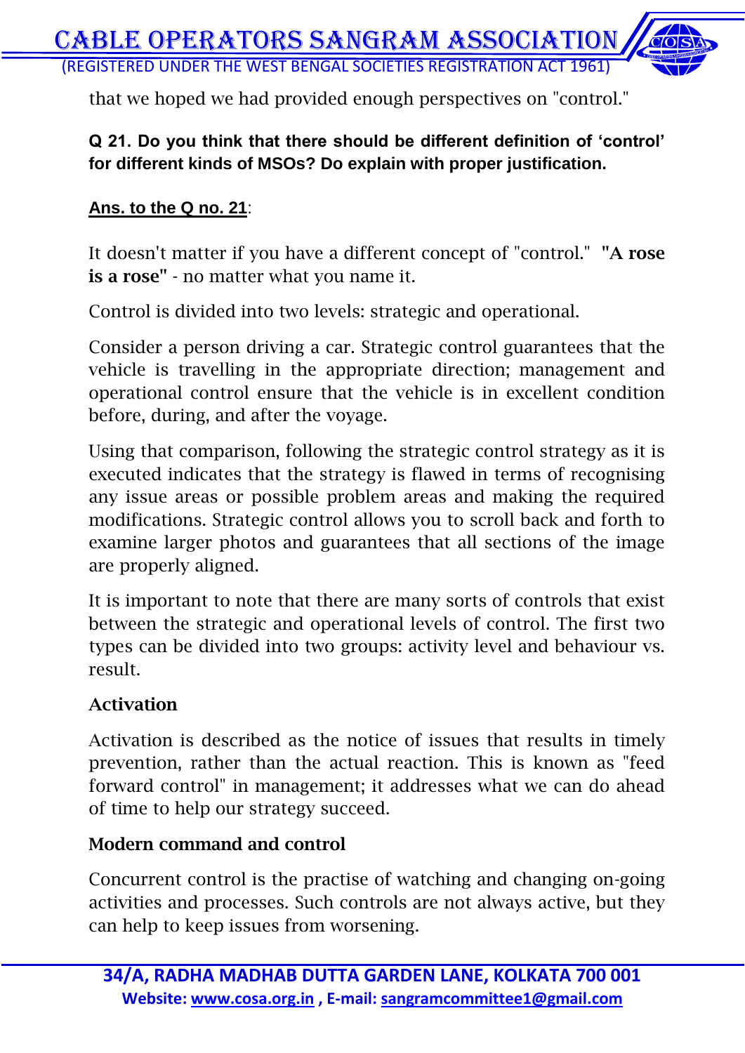that we hoped we had provided enough perspectives on "control."

**Q 21. Do you think that there should be different definition of 'control' for different kinds of MSOs? Do explain with proper justification.**

**Ans. to the Q no. 21**:

It doesn't matter if you have a different concept of "control." **"A rose is a rose"** - no matter what you name it.

Control is divided into two levels: strategic and operational.

Consider a person driving a car. Strategic control guarantees that the vehicle is travelling in the appropriate direction; management and operational control ensure that the vehicle is in excellent condition before, during, and after the voyage.

Using that comparison, following the strategic control strategy as it is executed indicates that the strategy is flawed in terms of recognising any issue areas or possible problem areas and making the required modifications. Strategic control allows you to scroll back and forth to examine larger photos and guarantees that all sections of the image are properly aligned.

It is important to note that there are many sorts of controls that exist between the strategic and operational levels of control. The first two types can be divided into two groups: activity level and behaviour vs. result.

**Activation**

Activation is described as the notice of issues that results in timely prevention, rather than the actual reaction. This is known as "feed forward control" in management; it addresses what we can do ahead of time to help our strategy succeed.

**Modern command and control**

Concurrent control is the practise of watching and changing on-going activities and processes. Such controls are not always active, but they can help to keep issues from worsening.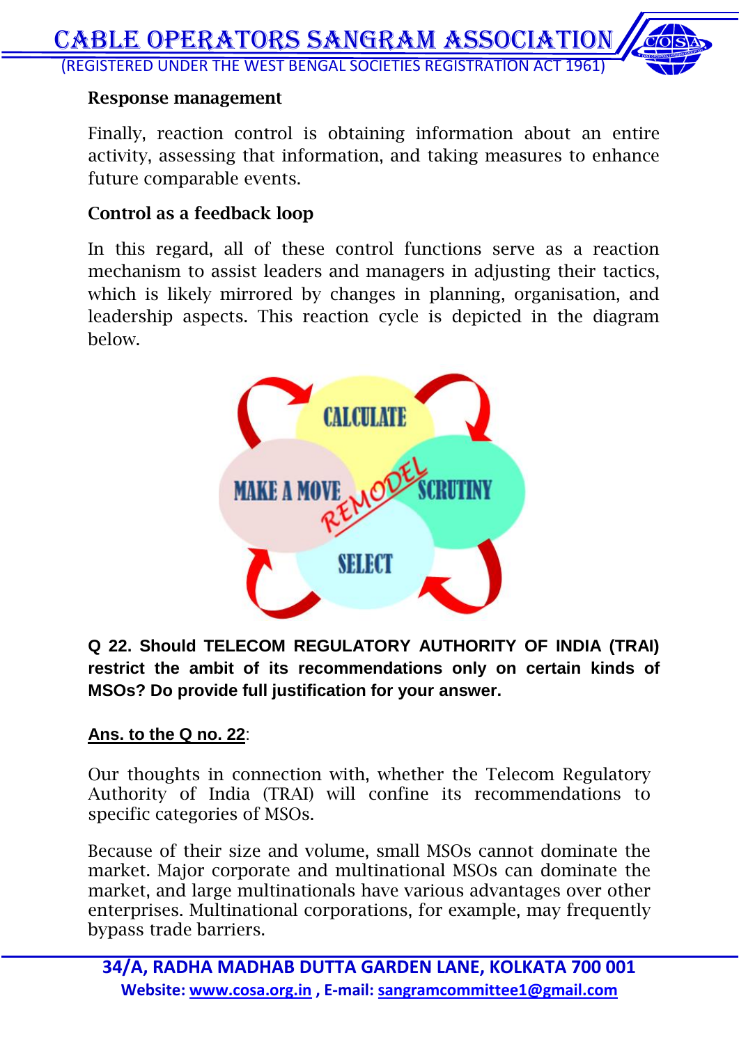**Response management**

Finally, reaction control is obtaining information about an entire activity, assessing that information, and taking measures to enhance future comparable events.

**Control as a feedback loop**

In this regard, all of these control functions serve as a reaction mechanism to assist leaders and managers in adjusting their tactics, which is likely mirrored by changes in planning, organisation, and leadership aspects. This reaction cycle is depicted in the diagram below.

CALCULATE

MAKE A MOVE

REMODEL

SCRUTINY

SELECT

**Q 22. Should TELECOM REGULATORY AUTHORITY OF INDIA (TRAI) restrict the ambit of its recommendations only on certain kinds of MSOs? Do provide full justification for your answer.**

**Ans. to the Q no. 22**:

Our thoughts in connection with, whether the Telecom Regulatory Authority of India (TRAI) will confine its recommendations to specific categories of MSOs.

Because of their size and volume, small MSOs cannot dominate the market. Major corporate and multinational MSOs can dominate the market, and large multinationals have various advantages over other enterprises. Multinational corporations, for example, may frequently bypass trade barriers.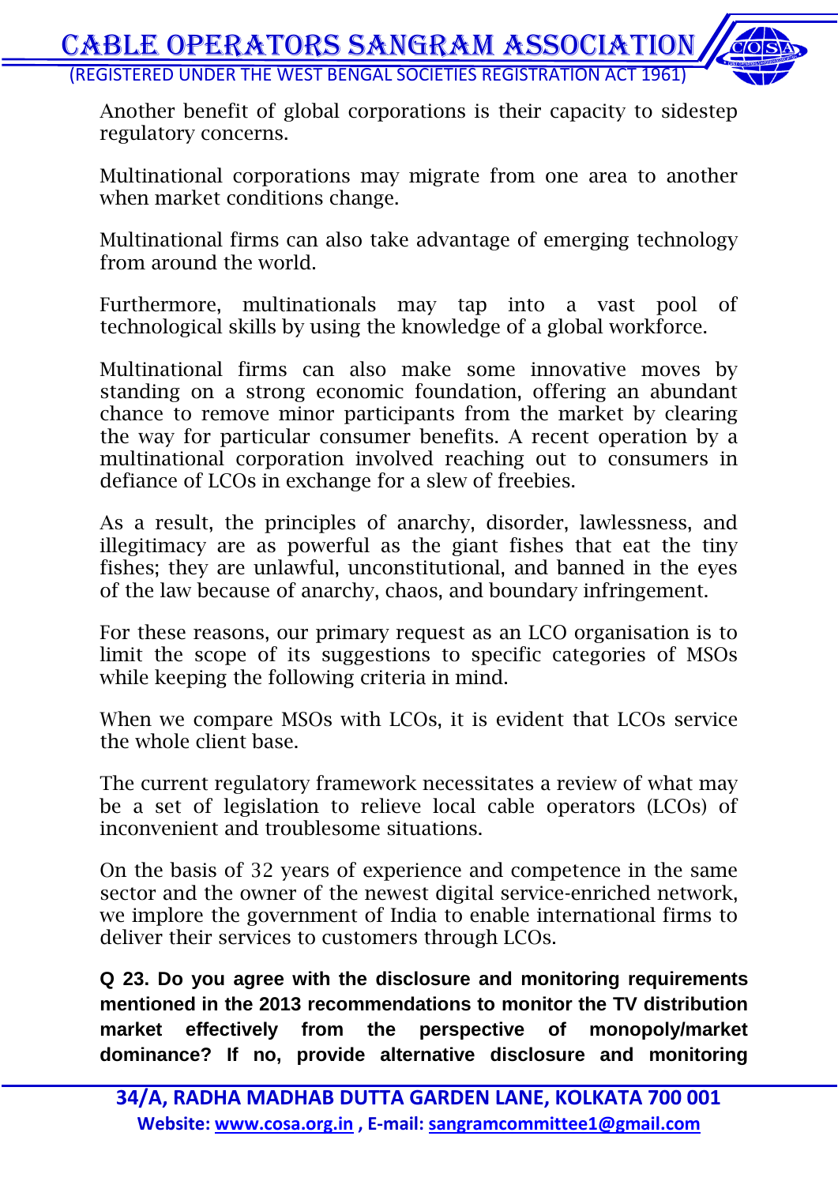Another benefit of global corporations is their capacity to sidestep regulatory concerns.

Multinational corporations may migrate from one area to another when market conditions change.

Multinational firms can also take advantage of emerging technology from around the world.

Furthermore, multinationals may tap into a vast pool of technological skills by using the knowledge of a global workforce.

Multinational firms can also make some innovative moves by standing on a strong economic foundation, offering an abundant chance to remove minor participants from the market by clearing the way for particular consumer benefits. A recent operation by a multinational corporation involved reaching out to consumers in defiance of LCOs in exchange for a slew of freebies.

As a result, the principles of anarchy, disorder, lawlessness, and illegitimacy are as powerful as the giant fishes that eat the tiny fishes; they are unlawful, unconstitutional, and banned in the eyes of the law because of anarchy, chaos, and boundary infringement.

For these reasons, our primary request as an LCO organisation is to limit the scope of its suggestions to specific categories of MSOs while keeping the following criteria in mind.

When we compare MSOs with LCOs, it is evident that LCOs service the whole client base.

The current regulatory framework necessitates a review of what may be a set of legislation to relieve local cable operators (LCOs) of inconvenient and troublesome situations.

On the basis of 32 years of experience and competence in the same sector and the owner of the newest digital service-enriched network, we implore the government of India to enable international firms to deliver their services to customers through LCOs.

**Q 23. Do you agree with the disclosure and monitoring requirements mentioned in the 2013 recommendations to monitor the TV distribution market effectively from the perspective of monopoly/market dominance? If no, provide alternative disclosure and monitoring**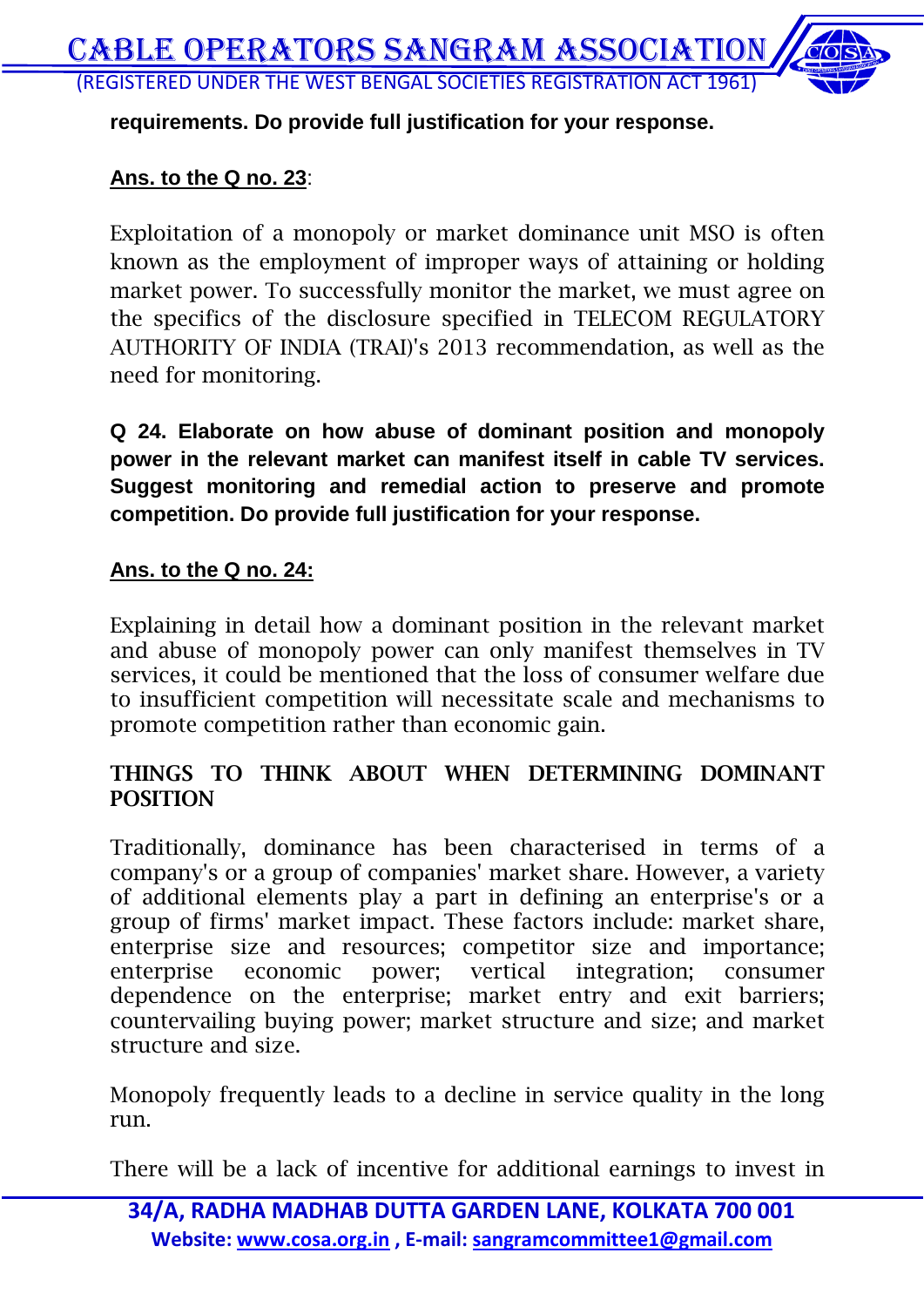**requirements. Do provide full justification for your response.**

**Ans. to the Q no. 23**:

Exploitation of a monopoly or market dominance unit MSO is often known as the employment of improper ways of attaining or holding market power. To successfully monitor the market, we must agree on the specifics of the disclosure specified in TELECOM REGULATORY AUTHORITY OF INDIA (TRAI)'s 2013 recommendation, as well as the need for monitoring.

**Q 24. Elaborate on how abuse of dominant position and monopoly power in the relevant market can manifest itself in cable TV services. Suggest monitoring and remedial action to preserve and promote competition. Do provide full justification for your response.**

**Ans. to the Q no. 24:**

Explaining in detail how a dominant position in the relevant market and abuse of monopoly power can only manifest themselves in TV services, it could be mentioned that the loss of consumer welfare due to insufficient competition will necessitate scale and mechanisms to promote competition rather than economic gain.

**THINGS TO THINK ABOUT WHEN DETERMINING DOMINANT POSITION**

Traditionally, dominance has been characterised in terms of a company's or a group of companies' market share. However, a variety of additional elements play a part in defining an enterprise's or a group of firms' market impact. These factors include: market share, enterprise size and resources; competitor size and importance; enterprise economic power; vertical integration; consumer dependence on the enterprise; market entry and exit barriers; countervailing buying power; market structure and size; and market structure and size.

Monopoly frequently leads to a decline in service quality in the long run.

There will be a lack of incentive for additional earnings to invest in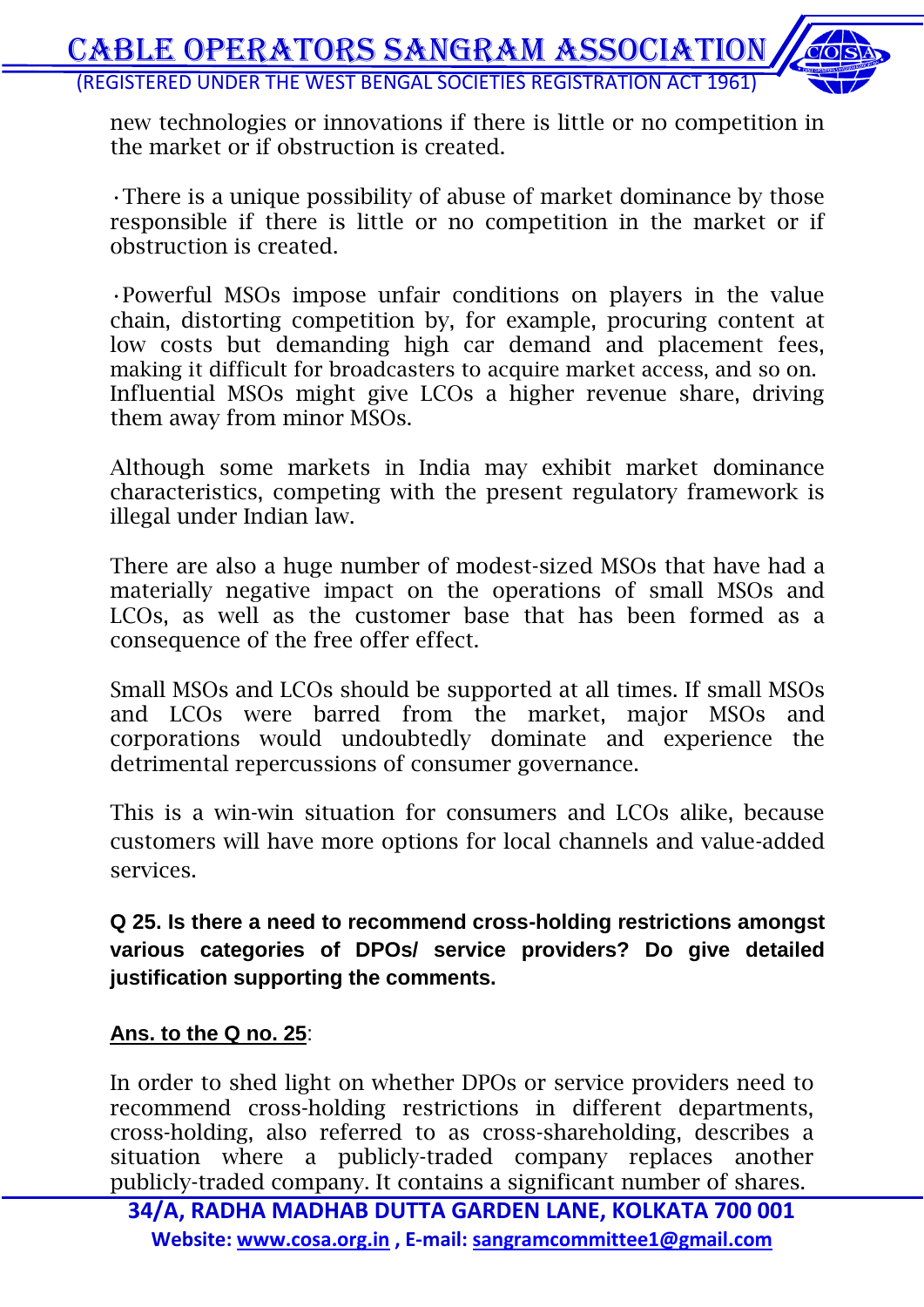new technologies or innovations if there is little or no competition in the market or if obstruction is created.

·There is a unique possibility of abuse of market dominance by those responsible if there is little or no competition in the market or if obstruction is created.

·Powerful MSOs impose unfair conditions on players in the value chain, distorting competition by, for example, procuring content at low costs but demanding high car demand and placement fees, making it difficult for broadcasters to acquire market access, and so on. Influential MSOs might give LCOs a higher revenue share, driving them away from minor MSOs.

Although some markets in India may exhibit market dominance characteristics, competing with the present regulatory framework is illegal under Indian law.

There are also a huge number of modest-sized MSOs that have had a materially negative impact on the operations of small MSOs and LCOs, as well as the customer base that has been formed as a consequence of the free offer effect.

Small MSOs and LCOs should be supported at all times. If small MSOs and LCOs were barred from the market, major MSOs and corporations would undoubtedly dominate and experience the detrimental repercussions of consumer governance.

This is a win-win situation for consumers and LCOs alike, because customers will have more options for local channels and value-added services.

**Q 25. Is there a need to recommend cross-holding restrictions amongst various categories of DPOs/ service providers? Do give detailed justification supporting the comments.**

**Ans. to the Q no. 25**:

In order to shed light on whether DPOs or service providers need to recommend cross-holding restrictions in different departments, cross-holding, also referred to as cross-shareholding, describes a situation where a publicly-traded company replaces another publicly-traded company. It contains a significant number of shares.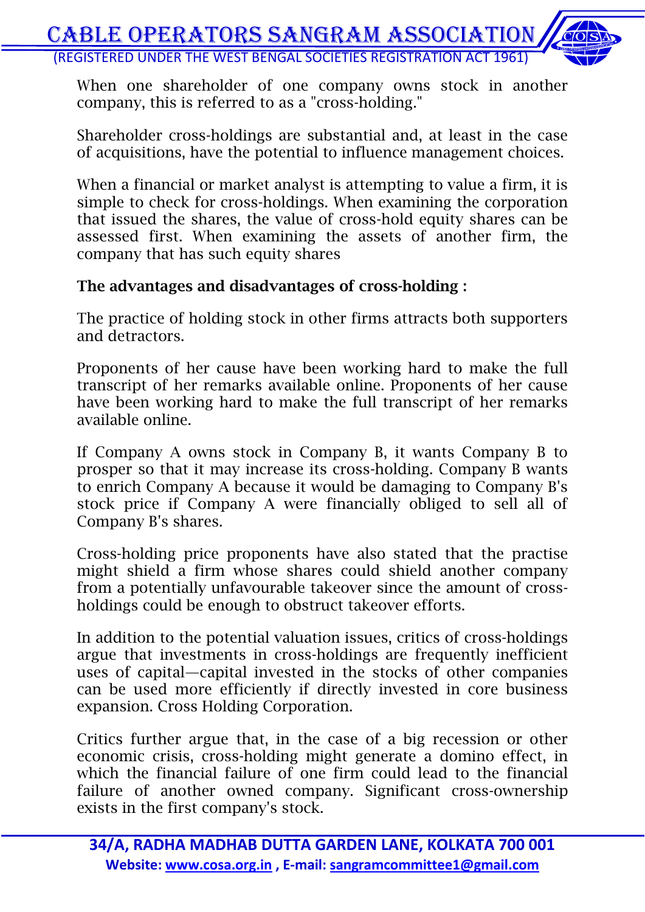When one shareholder of one company owns stock in another company, this is referred to as a "cross-holding."

Shareholder cross-holdings are substantial and, at least in the case of acquisitions, have the potential to influence management choices.

When a financial or market analyst is attempting to value a firm, it is simple to check for cross-holdings. When examining the corporation that issued the shares, the value of cross-hold equity shares can be assessed first. When examining the assets of another firm, the company that has such equity shares

**The advantages and disadvantages of cross-holding :**

The practice of holding stock in other firms attracts both supporters and detractors.

Proponents of her cause have been working hard to make the full transcript of her remarks available online. Proponents of her cause have been working hard to make the full transcript of her remarks available online.

If Company A owns stock in Company B, it wants Company B to prosper so that it may increase its cross-holding. Company B wants to enrich Company A because it would be damaging to Company B's stock price if Company A were financially obliged to sell all of Company B's shares.

Cross-holding price proponents have also stated that the practise might shield a firm whose shares could shield another company from a potentially unfavourable takeover since the amount of cross-holdings could be enough to obstruct takeover efforts.

In addition to the potential valuation issues, critics of cross-holdings argue that investments in cross-holdings are frequently inefficient uses of capital—capital invested in the stocks of other companies can be used more efficiently if directly invested in core business expansion. Cross Holding Corporation.

Critics further argue that, in the case of a big recession or other economic crisis, cross-holding might generate a domino effect, in which the financial failure of one firm could lead to the financial failure of another owned company. Significant cross-ownership exists in the first company's stock.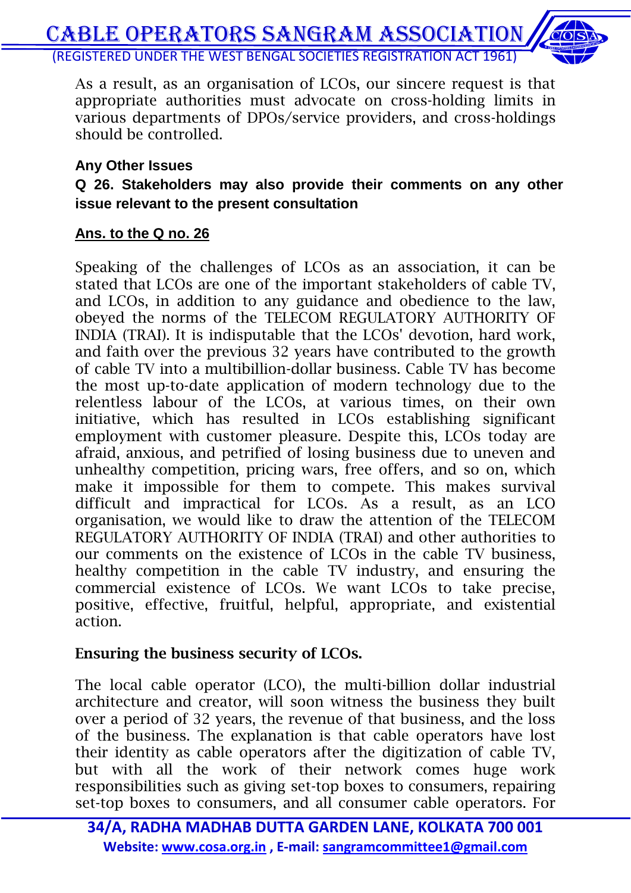As a result, as an organisation of LCOs, our sincere request is that appropriate authorities must advocate on cross-holding limits in various departments of DPOs/service providers, and cross-holdings should be controlled.

**Any Other Issues**

**Q 26. Stakeholders may also provide their comments on any other issue relevant to the present consultation**

**Ans. to the Q no. 26**

Speaking of the challenges of LCOs as an association, it can be stated that LCOs are one of the important stakeholders of cable TV, and LCOs, in addition to any guidance and obedience to the law, obeyed the norms of the TELECOM REGULATORY AUTHORITY OF INDIA (TRAI). It is indisputable that the LCOs' devotion, hard work, and faith over the previous 32 years have contributed to the growth of cable TV into a multibillion-dollar business. Cable TV has become the most up-to-date application of modern technology due to the relentless labour of the LCOs, at various times, on their own initiative, which has resulted in LCOs establishing significant employment with customer pleasure. Despite this, LCOs today are afraid, anxious, and petrified of losing business due to uneven and unhealthy competition, pricing wars, free offers, and so on, which make it impossible for them to compete. This makes survival difficult and impractical for LCOs. As a result, as an LCO organisation, we would like to draw the attention of the TELECOM REGULATORY AUTHORITY OF INDIA (TRAI) and other authorities to our comments on the existence of LCOs in the cable TV business, healthy competition in the cable TV industry, and ensuring the commercial existence of LCOs. We want LCOs to take precise, positive, effective, fruitful, helpful, appropriate, and existential action.

**Ensuring the business security of LCOs.**

The local cable operator (LCO), the multi-billion dollar industrial architecture and creator, will soon witness the business they built over a period of 32 years, the revenue of that business, and the loss of the business. The explanation is that cable operators have lost their identity as cable operators after the digitization of cable TV, but with all the work of their network comes huge work responsibilities such as giving set-top boxes to consumers, repairing set-top boxes to consumers, and all consumer cable operators. For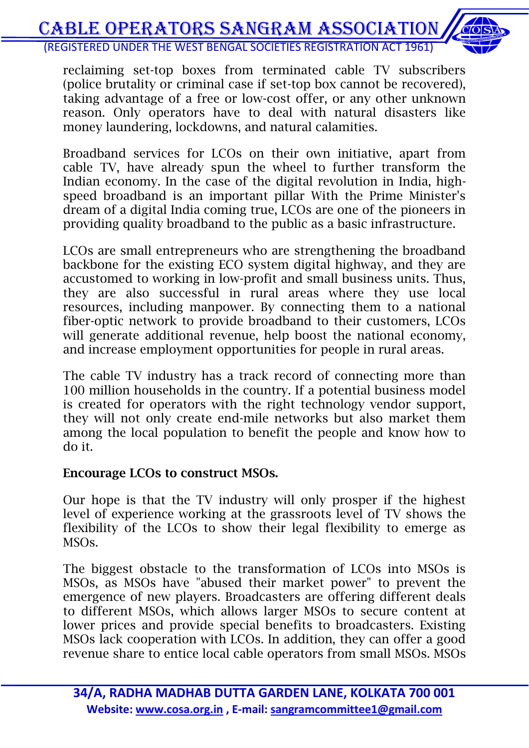reclaiming set-top boxes from terminated cable TV subscribers (police brutality or criminal case if set-top box cannot be recovered), taking advantage of a free or low-cost offer, or any other unknown reason. Only operators have to deal with natural disasters like money laundering, lockdowns, and natural calamities.

Broadband services for LCOs on their own initiative, apart from cable TV, have already spun the wheel to further transform the Indian economy. In the case of the digital revolution in India, high-speed broadband is an important pillar With the Prime Minister's dream of a digital India coming true, LCOs are one of the pioneers in providing quality broadband to the public as a basic infrastructure.

LCOs are small entrepreneurs who are strengthening the broadband backbone for the existing ECO system digital highway, and they are accustomed to working in low-profit and small business units. Thus, they are also successful in rural areas where they use local resources, including manpower. By connecting them to a national fiber-optic network to provide broadband to their customers, LCOs will generate additional revenue, help boost the national economy, and increase employment opportunities for people in rural areas.

The cable TV industry has a track record of connecting more than 100 million households in the country. If a potential business model is created for operators with the right technology vendor support, they will not only create end-mile networks but also market them among the local population to benefit the people and know how to do it.

**Encourage LCOs to construct MSOs.**

Our hope is that the TV industry will only prosper if the highest level of experience working at the grassroots level of TV shows the flexibility of the LCOs to show their legal flexibility to emerge as MSOs.

The biggest obstacle to the transformation of LCOs into MSOs is MSOs, as MSOs have "abused their market power" to prevent the emergence of new players. Broadcasters are offering different deals to different MSOs, which allows larger MSOs to secure content at lower prices and provide special benefits to broadcasters. Existing MSOs lack cooperation with LCOs. In addition, they can offer a good revenue share to entice local cable operators from small MSOs. MSOs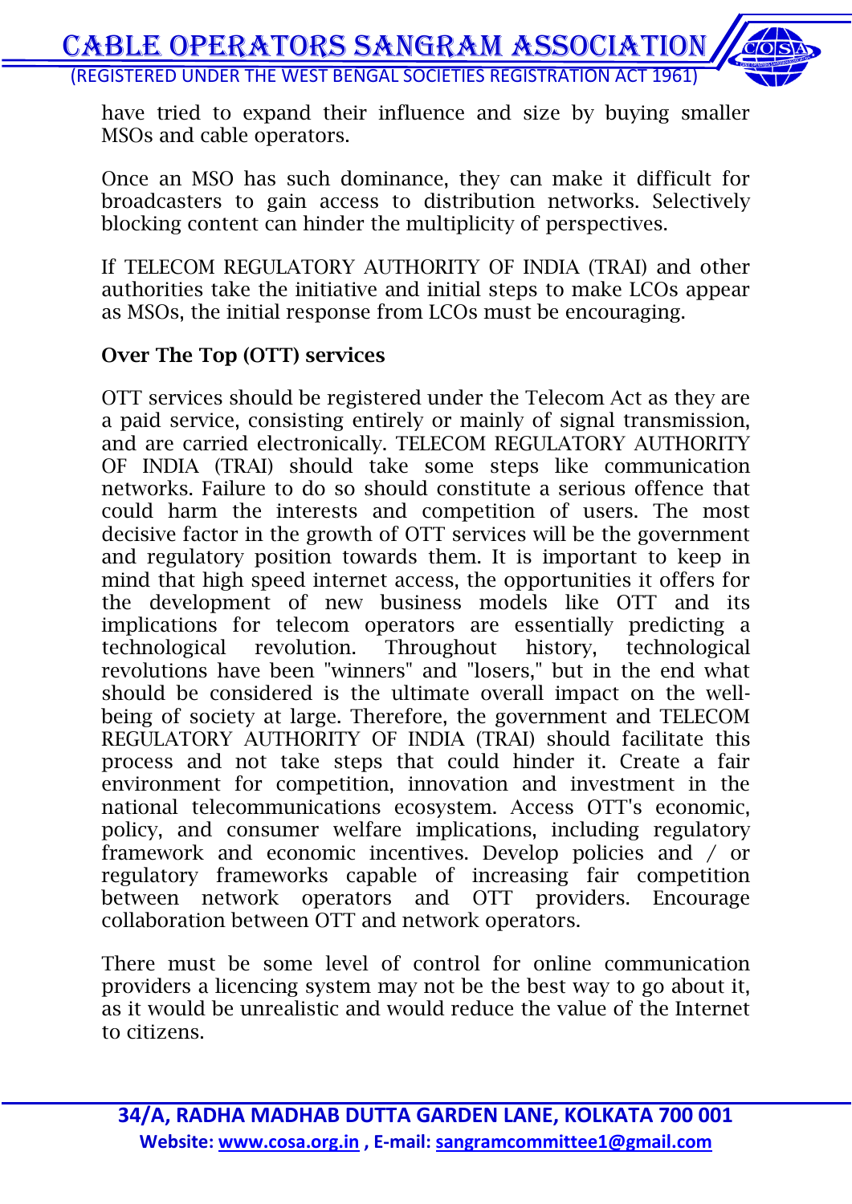have tried to expand their influence and size by buying smaller MSOs and cable operators.

Once an MSO has such dominance, they can make it difficult for broadcasters to gain access to distribution networks. Selectively blocking content can hinder the multiplicity of perspectives.

If TELECOM REGULATORY AUTHORITY OF INDIA (TRAI) and other authorities take the initiative and initial steps to make LCOs appear as MSOs, the initial response from LCOs must be encouraging.

**Over The Top (OTT) services**

OTT services should be registered under the Telecom Act as they are a paid service, consisting entirely or mainly of signal transmission, and are carried electronically. TELECOM REGULATORY AUTHORITY OF INDIA (TRAI) should take some steps like communication networks. Failure to do so should constitute a serious offence that could harm the interests and competition of users. The most decisive factor in the growth of OTT services will be the government and regulatory position towards them. It is important to keep in mind that high speed internet access, the opportunities it offers for the development of new business models like OTT and its implications for telecom operators are essentially predicting a technological revolution. Throughout history, technological revolutions have been "winners" and "losers," but in the end what should be considered is the ultimate overall impact on the well-being of society at large. Therefore, the government and TELECOM REGULATORY AUTHORITY OF INDIA (TRAI) should facilitate this process and not take steps that could hinder it. Create a fair environment for competition, innovation and investment in the national telecommunications ecosystem. Access OTT's economic, policy, and consumer welfare implications, including regulatory framework and economic incentives. Develop policies and / or regulatory frameworks capable of increasing fair competition between network operators and OTT providers. Encourage collaboration between OTT and network operators.

There must be some level of control for online communication providers a licencing system may not be the best way to go about it, as it would be unrealistic and would reduce the value of the Internet to citizens.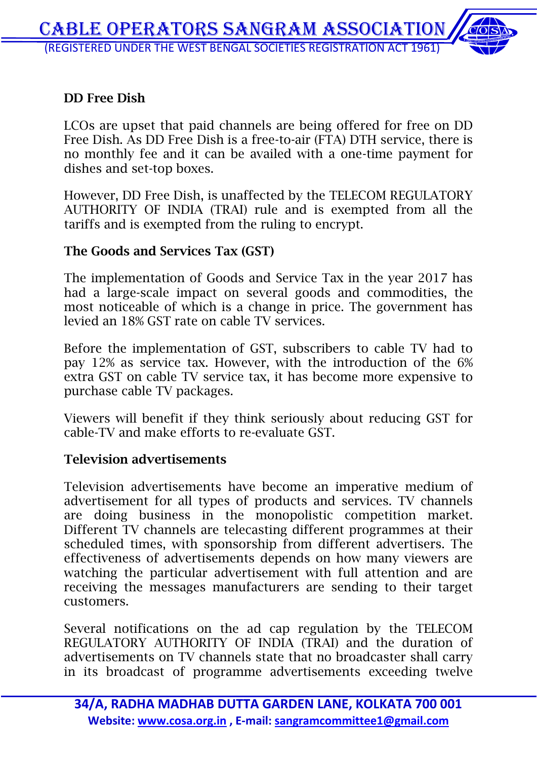**DD Free Dish**

LCOs are upset that paid channels are being offered for free on DD Free Dish. As DD Free Dish is a free-to-air (FTA) DTH service, there is no monthly fee and it can be availed with a one-time payment for dishes and set-top boxes.

However, DD Free Dish, is unaffected by the TELECOM REGULATORY AUTHORITY OF INDIA (TRAI) rule and is exempted from all the tariffs and is exempted from the ruling to encrypt.

**The Goods and Services Tax (GST)**

The implementation of Goods and Service Tax in the year 2017 has had a large-scale impact on several goods and commodities, the most noticeable of which is a change in price. The government has levied an 18% GST rate on cable TV services.

Before the implementation of GST, subscribers to cable TV had to pay 12% as service tax. However, with the introduction of the 6% extra GST on cable TV service tax, it has become more expensive to purchase cable TV packages.

Viewers will benefit if they think seriously about reducing GST for cable-TV and make efforts to re-evaluate GST.

**Television advertisements**

Television advertisements have become an imperative medium of advertisement for all types of products and services. TV channels are doing business in the monopolistic competition market. Different TV channels are telecasting different programmes at their scheduled times, with sponsorship from different advertisers. The effectiveness of advertisements depends on how many viewers are watching the particular advertisement with full attention and are receiving the messages manufacturers are sending to their target customers.

Several notifications on the ad cap regulation by the TELECOM REGULATORY AUTHORITY OF INDIA (TRAI) and the duration of advertisements on TV channels state that no broadcaster shall carry in its broadcast of programme advertisements exceeding twelve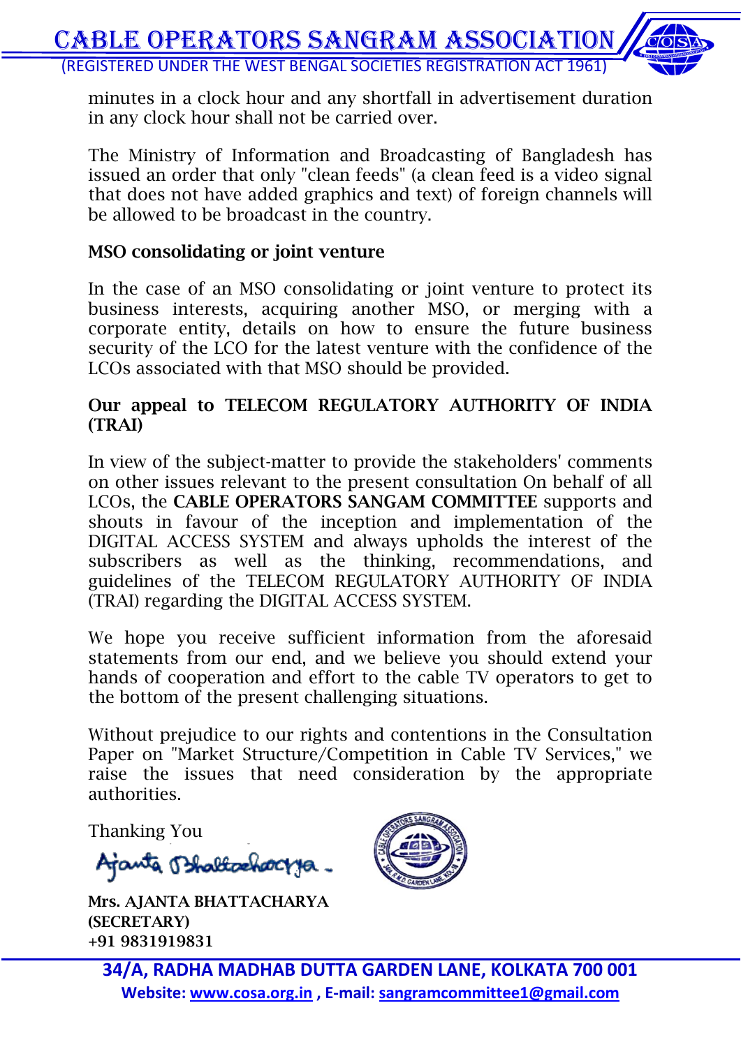minutes in a clock hour and any shortfall in advertisement duration in any clock hour shall not be carried over.

The Ministry of Information and Broadcasting of Bangladesh has issued an order that only "clean feeds" (a clean feed is a video signal that does not have added graphics and text) of foreign channels will be allowed to be broadcast in the country.

**MSO consolidating or joint venture**

In the case of an MSO consolidating or joint venture to protect its business interests, acquiring another MSO, or merging with a corporate entity, details on how to ensure the future business security of the LCO for the latest venture with the confidence of the LCOs associated with that MSO should be provided.

**Our appeal to TELECOM REGULATORY AUTHORITY OF INDIA (TRAI)**

In view of the subject-matter to provide the stakeholders' comments on other issues relevant to the present consultation On behalf of all LCOs, the **CABLE OPERATORS SANGAM COMMITTEE** supports and shouts in favour of the inception and implementation of the DIGITAL ACCESS SYSTEM and always upholds the interest of the subscribers as well as the thinking, recommendations, and guidelines of the TELECOM REGULATORY AUTHORITY OF INDIA (TRAI) regarding the DIGITAL ACCESS SYSTEM.

We hope you receive sufficient information from the aforesaid statements from our end, and we believe you should extend your hands of cooperation and effort to the cable TV operators to get to the bottom of the present challenging situations.

Without prejudice to our rights and contentions in the Consultation Paper on "Market Structure/Competition in Cable TV Services," we raise the issues that need consideration by the appropriate authorities.

Thanking You

Ajanta Bhattacharya

**Mrs. AJANTA BHATTACHARYA**
**(SECRETARY)**
**+91 9831919831**